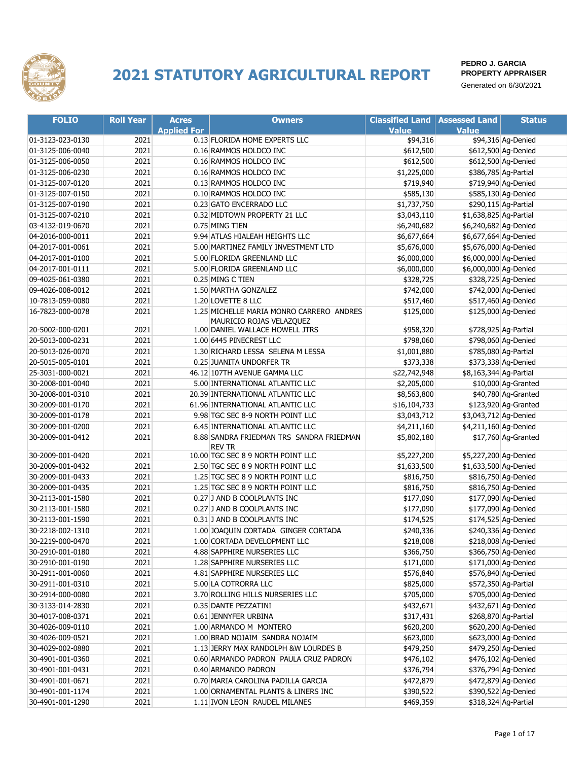# 2021 STATUTORY AGRICULTURAL REPORT

**PEDRO J. GARCIA**
**PROPERTY APPRAISER**
Generated on 6/30/2021

| FOLIO | Roll Year | Acres Applied For | Owners | Classified Land Value | Assessed Land Value | Status |
|---|---|---|---|---|---|---|
| 01-3123-023-0130 | 2021 | 0.13 | FLORIDA HOME EXPERTS LLC | $94,316 | $94,316 | Ag-Denied |
| 01-3125-006-0040 | 2021 | 0.16 | RAMMOS HOLDCO INC | $612,500 | $612,500 | Ag-Denied |
| 01-3125-006-0050 | 2021 | 0.16 | RAMMOS HOLDCO INC | $612,500 | $612,500 | Ag-Denied |
| 01-3125-006-0230 | 2021 | 0.16 | RAMMOS HOLDCO INC | $1,225,000 | $386,785 | Ag-Partial |
| 01-3125-007-0120 | 2021 | 0.13 | RAMMOS HOLDCO INC | $719,940 | $719,940 | Ag-Denied |
| 01-3125-007-0150 | 2021 | 0.10 | RAMMOS HOLDCO INC | $585,130 | $585,130 | Ag-Denied |
| 01-3125-007-0190 | 2021 | 0.23 | GATO ENCERRADO LLC | $1,737,750 | $290,115 | Ag-Partial |
| 01-3125-007-0210 | 2021 | 0.32 | MIDTOWN PROPERTY 21 LLC | $3,043,110 | $1,638,825 | Ag-Partial |
| 03-4132-019-0670 | 2021 | 0.75 | MING TIEN | $6,240,682 | $6,240,682 | Ag-Denied |
| 04-2016-000-0011 | 2021 | 9.94 | ATLAS HIALEAH HEIGHTS LLC | $6,677,664 | $6,677,664 | Ag-Denied |
| 04-2017-001-0061 | 2021 | 5.00 | MARTINEZ FAMILY INVESTMENT LTD | $5,676,000 | $5,676,000 | Ag-Denied |
| 04-2017-001-0100 | 2021 | 5.00 | FLORIDA GREENLAND LLC | $6,000,000 | $6,000,000 | Ag-Denied |
| 04-2017-001-0111 | 2021 | 5.00 | FLORIDA GREENLAND LLC | $6,000,000 | $6,000,000 | Ag-Denied |
| 09-4025-061-0380 | 2021 | 0.25 | MING C TIEN | $328,725 | $328,725 | Ag-Denied |
| 09-4026-008-0012 | 2021 | 1.50 | MARTHA GONZALEZ | $742,000 | $742,000 | Ag-Denied |
| 10-7813-059-0080 | 2021 | 1.20 | LOVETTE 8 LLC | $517,460 | $517,460 | Ag-Denied |
| 16-7823-000-0078 | 2021 | 1.25 | MICHELLE MARIA MONRO CARRERO ANDRES MAURICIO ROJAS VELAZQUEZ | $125,000 | $125,000 | Ag-Denied |
| 20-5002-000-0201 | 2021 | 1.00 | DANIEL WALLACE HOWELL JTRS | $958,320 | $728,925 | Ag-Partial |
| 20-5013-000-0231 | 2021 | 1.00 | 6445 PINECREST LLC | $798,060 | $798,060 | Ag-Denied |
| 20-5013-026-0070 | 2021 | 1.30 | RICHARD LESSA SELENA M LESSA | $1,001,880 | $785,080 | Ag-Partial |
| 20-5015-005-0101 | 2021 | 0.25 | JUANITA UNDORFER TR | $373,338 | $373,338 | Ag-Denied |
| 25-3031-000-0021 | 2021 | 46.12 | 107TH AVENUE GAMMA LLC | $22,742,948 | $8,163,344 | Ag-Partial |
| 30-2008-001-0040 | 2021 | 5.00 | INTERNATIONAL ATLANTIC LLC | $2,205,000 | $10,000 | Ag-Granted |
| 30-2008-001-0310 | 2021 | 20.39 | INTERNATIONAL ATLANTIC LLC | $8,563,800 | $40,780 | Ag-Granted |
| 30-2009-001-0170 | 2021 | 61.96 | INTERNATIONAL ATLANTIC LLC | $16,104,733 | $123,920 | Ag-Granted |
| 30-2009-001-0178 | 2021 | 9.98 | TGC SEC 8-9 NORTH POINT LLC | $3,043,712 | $3,043,712 | Ag-Denied |
| 30-2009-001-0200 | 2021 | 6.45 | INTERNATIONAL ATLANTIC LLC | $4,211,160 | $4,211,160 | Ag-Denied |
| 30-2009-001-0412 | 2021 | 8.88 | SANDRA FRIEDMAN TRS SANDRA FRIEDMAN REV TR | $5,802,180 | $17,760 | Ag-Granted |
| 30-2009-001-0420 | 2021 | 10.00 | TGC SEC 8 9 NORTH POINT LLC | $5,227,200 | $5,227,200 | Ag-Denied |
| 30-2009-001-0432 | 2021 | 2.50 | TGC SEC 8 9 NORTH POINT LLC | $1,633,500 | $1,633,500 | Ag-Denied |
| 30-2009-001-0433 | 2021 | 1.25 | TGC SEC 8 9 NORTH POINT LLC | $816,750 | $816,750 | Ag-Denied |
| 30-2009-001-0435 | 2021 | 1.25 | TGC SEC 8 9 NORTH POINT LLC | $816,750 | $816,750 | Ag-Denied |
| 30-2113-001-1580 | 2021 | 0.27 | J AND B COOLPLANTS INC | $177,090 | $177,090 | Ag-Denied |
| 30-2113-001-1580 | 2021 | 0.27 | J AND B COOLPLANTS INC | $177,090 | $177,090 | Ag-Denied |
| 30-2113-001-1590 | 2021 | 0.31 | J AND B COOLPLANTS INC | $174,525 | $174,525 | Ag-Denied |
| 30-2218-002-1310 | 2021 | 1.00 | JOAQUIN CORTADA GINGER CORTADA | $240,336 | $240,336 | Ag-Denied |
| 30-2219-000-0470 | 2021 | 1.00 | CORTADA DEVELOPMENT LLC | $218,008 | $218,008 | Ag-Denied |
| 30-2910-001-0180 | 2021 | 4.88 | SAPPHIRE NURSERIES LLC | $366,750 | $366,750 | Ag-Denied |
| 30-2910-001-0190 | 2021 | 1.28 | SAPPHIRE NURSERIES LLC | $171,000 | $171,000 | Ag-Denied |
| 30-2911-001-0060 | 2021 | 4.81 | SAPPHIRE NURSERIES LLC | $576,840 | $576,840 | Ag-Denied |
| 30-2911-001-0310 | 2021 | 5.00 | LA COTRORRA LLC | $825,000 | $572,350 | Ag-Partial |
| 30-2914-000-0080 | 2021 | 3.70 | ROLLING HILLS NURSERIES LLC | $705,000 | $705,000 | Ag-Denied |
| 30-3133-014-2830 | 2021 | 0.35 | DANTE PEZZATINI | $432,671 | $432,671 | Ag-Denied |
| 30-4017-008-0371 | 2021 | 0.61 | JENNYFER URBINA | $317,431 | $268,870 | Ag-Partial |
| 30-4026-009-0110 | 2021 | 1.00 | ARMANDO M MONTERO | $620,200 | $620,200 | Ag-Denied |
| 30-4026-009-0521 | 2021 | 1.00 | BRAD NOJAIM SANDRA NOJAIM | $623,000 | $623,000 | Ag-Denied |
| 30-4029-002-0880 | 2021 | 1.13 | JERRY MAX RANDOLPH &W LOURDES B | $479,250 | $479,250 | Ag-Denied |
| 30-4901-001-0360 | 2021 | 0.60 | ARMANDO PADRON PAULA CRUZ PADRON | $476,102 | $476,102 | Ag-Denied |
| 30-4901-001-0431 | 2021 | 0.40 | ARMANDO PADRON | $376,794 | $376,794 | Ag-Denied |
| 30-4901-001-0671 | 2021 | 0.70 | MARIA CAROLINA PADILLA GARCIA | $472,879 | $472,879 | Ag-Denied |
| 30-4901-001-1174 | 2021 | 1.00 | ORNAMENTAL PLANTS & LINERS INC | $390,522 | $390,522 | Ag-Denied |
| 30-4901-001-1290 | 2021 | 1.11 | IVON LEON RAUDEL MILANES | $469,359 | $318,324 | Ag-Partial |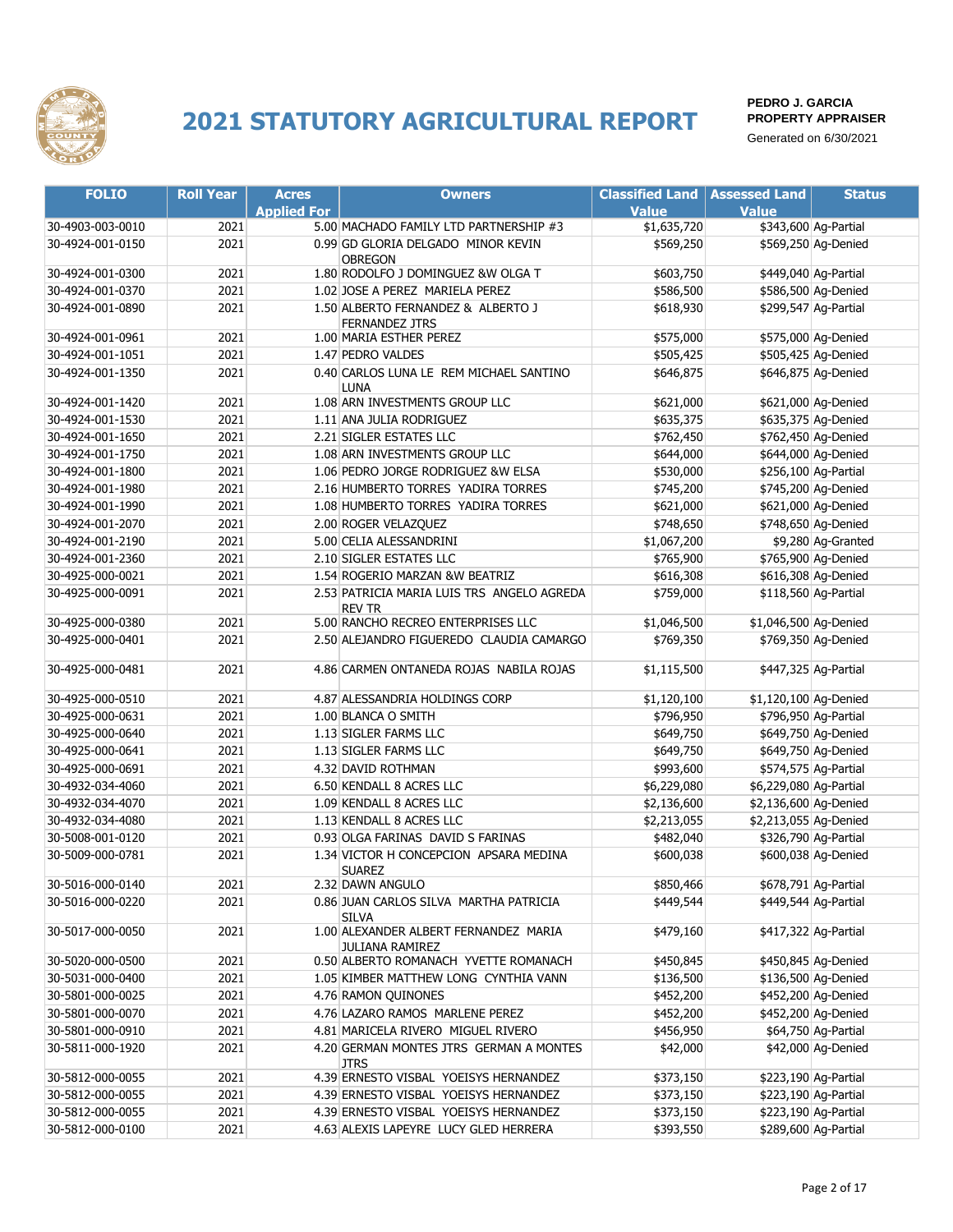# 2021 STATUTORY AGRICULTURAL REPORT

**PEDRO J. GARCIA**
**PROPERTY APPRAISER**
Generated on 6/30/2021

| FOLIO | Roll Year | Acres Applied For | Owners | Classified Land Value | Assessed Land Value | Status |
|---|---|---|---|---|---|---|
| 30-4903-003-0010 | 2021 | 5.00 | MACHADO FAMILY LTD PARTNERSHIP #3 | $1,635,720 | $343,600 | Ag-Partial |
| 30-4924-001-0150 | 2021 | 0.99 | GD GLORIA DELGADO MINOR KEVIN OBREGON | $569,250 | $569,250 | Ag-Denied |
| 30-4924-001-0300 | 2021 | 1.80 | RODOLFO J DOMINGUEZ &W OLGA T | $603,750 | $449,040 | Ag-Partial |
| 30-4924-001-0370 | 2021 | 1.02 | JOSE A PEREZ MARIELA PEREZ | $586,500 | $586,500 | Ag-Denied |
| 30-4924-001-0890 | 2021 | 1.50 | ALBERTO FERNANDEZ & ALBERTO J FERNANDEZ JTRS | $618,930 | $299,547 | Ag-Partial |
| 30-4924-001-0961 | 2021 | 1.00 | MARIA ESTHER PEREZ | $575,000 | $575,000 | Ag-Denied |
| 30-4924-001-1051 | 2021 | 1.47 | PEDRO VALDES | $505,425 | $505,425 | Ag-Denied |
| 30-4924-001-1350 | 2021 | 0.40 | CARLOS LUNA LE REM MICHAEL SANTINO LUNA | $646,875 | $646,875 | Ag-Denied |
| 30-4924-001-1420 | 2021 | 1.08 | ARN INVESTMENTS GROUP LLC | $621,000 | $621,000 | Ag-Denied |
| 30-4924-001-1530 | 2021 | 1.11 | ANA JULIA RODRIGUEZ | $635,375 | $635,375 | Ag-Denied |
| 30-4924-001-1650 | 2021 | 2.21 | SIGLER ESTATES LLC | $762,450 | $762,450 | Ag-Denied |
| 30-4924-001-1750 | 2021 | 1.08 | ARN INVESTMENTS GROUP LLC | $644,000 | $644,000 | Ag-Denied |
| 30-4924-001-1800 | 2021 | 1.06 | PEDRO JORGE RODRIGUEZ &W ELSA | $530,000 | $256,100 | Ag-Partial |
| 30-4924-001-1980 | 2021 | 2.16 | HUMBERTO TORRES YADIRA TORRES | $745,200 | $745,200 | Ag-Denied |
| 30-4924-001-1990 | 2021 | 1.08 | HUMBERTO TORRES YADIRA TORRES | $621,000 | $621,000 | Ag-Denied |
| 30-4924-001-2070 | 2021 | 2.00 | ROGER VELAZQUEZ | $748,650 | $748,650 | Ag-Denied |
| 30-4924-001-2190 | 2021 | 5.00 | CELIA ALESSANDRINI | $1,067,200 | $9,280 | Ag-Granted |
| 30-4924-001-2360 | 2021 | 2.10 | SIGLER ESTATES LLC | $765,900 | $765,900 | Ag-Denied |
| 30-4925-000-0021 | 2021 | 1.54 | ROGERIO MARZAN &W BEATRIZ | $616,308 | $616,308 | Ag-Denied |
| 30-4925-000-0091 | 2021 | 2.53 | PATRICIA MARIA LUIS TRS ANGELO AGREDA REV TR | $759,000 | $118,560 | Ag-Partial |
| 30-4925-000-0380 | 2021 | 5.00 | RANCHO RECREO ENTERPRISES LLC | $1,046,500 | $1,046,500 | Ag-Denied |
| 30-4925-000-0401 | 2021 | 2.50 | ALEJANDRO FIGUEREDO CLAUDIA CAMARGO | $769,350 | $769,350 | Ag-Denied |
| 30-4925-000-0481 | 2021 | 4.86 | CARMEN ONTANEDA ROJAS NABILA ROJAS | $1,115,500 | $447,325 | Ag-Partial |
| 30-4925-000-0510 | 2021 | 4.87 | ALESSANDRIA HOLDINGS CORP | $1,120,100 | $1,120,100 | Ag-Denied |
| 30-4925-000-0631 | 2021 | 1.00 | BLANCA O SMITH | $796,950 | $796,950 | Ag-Partial |
| 30-4925-000-0640 | 2021 | 1.13 | SIGLER FARMS LLC | $649,750 | $649,750 | Ag-Denied |
| 30-4925-000-0641 | 2021 | 1.13 | SIGLER FARMS LLC | $649,750 | $649,750 | Ag-Denied |
| 30-4925-000-0691 | 2021 | 4.32 | DAVID ROTHMAN | $993,600 | $574,575 | Ag-Partial |
| 30-4932-034-4060 | 2021 | 6.50 | KENDALL 8 ACRES LLC | $6,229,080 | $6,229,080 | Ag-Partial |
| 30-4932-034-4070 | 2021 | 1.09 | KENDALL 8 ACRES LLC | $2,136,600 | $2,136,600 | Ag-Denied |
| 30-4932-034-4080 | 2021 | 1.13 | KENDALL 8 ACRES LLC | $2,213,055 | $2,213,055 | Ag-Denied |
| 30-5008-001-0120 | 2021 | 0.93 | OLGA FARINAS DAVID S FARINAS | $482,040 | $326,790 | Ag-Partial |
| 30-5009-000-0781 | 2021 | 1.34 | VICTOR H CONCEPCION APSARA MEDINA SUAREZ | $600,038 | $600,038 | Ag-Denied |
| 30-5016-000-0140 | 2021 | 2.32 | DAWN ANGULO | $850,466 | $678,791 | Ag-Partial |
| 30-5016-000-0220 | 2021 | 0.86 | JUAN CARLOS SILVA MARTHA PATRICIA SILVA | $449,544 | $449,544 | Ag-Partial |
| 30-5017-000-0050 | 2021 | 1.00 | ALEXANDER ALBERT FERNANDEZ MARIA JULIANA RAMIREZ | $479,160 | $417,322 | Ag-Partial |
| 30-5020-000-0500 | 2021 | 0.50 | ALBERTO ROMANACH YVETTE ROMANACH | $450,845 | $450,845 | Ag-Denied |
| 30-5031-000-0400 | 2021 | 1.05 | KIMBER MATTHEW LONG CYNTHIA VANN | $136,500 | $136,500 | Ag-Denied |
| 30-5801-000-0025 | 2021 | 4.76 | RAMON QUINONES | $452,200 | $452,200 | Ag-Denied |
| 30-5801-000-0070 | 2021 | 4.76 | LAZARO RAMOS MARLENE PEREZ | $452,200 | $452,200 | Ag-Denied |
| 30-5801-000-0910 | 2021 | 4.81 | MARICELA RIVERO MIGUEL RIVERO | $456,950 | $64,750 | Ag-Partial |
| 30-5811-000-1920 | 2021 | 4.20 | GERMAN MONTES JTRS GERMAN A MONTES JTRS | $42,000 | $42,000 | Ag-Denied |
| 30-5812-000-0055 | 2021 | 4.39 | ERNESTO VISBAL YOEISYS HERNANDEZ | $373,150 | $223,190 | Ag-Partial |
| 30-5812-000-0055 | 2021 | 4.39 | ERNESTO VISBAL YOEISYS HERNANDEZ | $373,150 | $223,190 | Ag-Partial |
| 30-5812-000-0055 | 2021 | 4.39 | ERNESTO VISBAL YOEISYS HERNANDEZ | $373,150 | $223,190 | Ag-Partial |
| 30-5812-000-0100 | 2021 | 4.63 | ALEXIS LAPEYRE LUCY GLED HERRERA | $393,550 | $289,600 | Ag-Partial |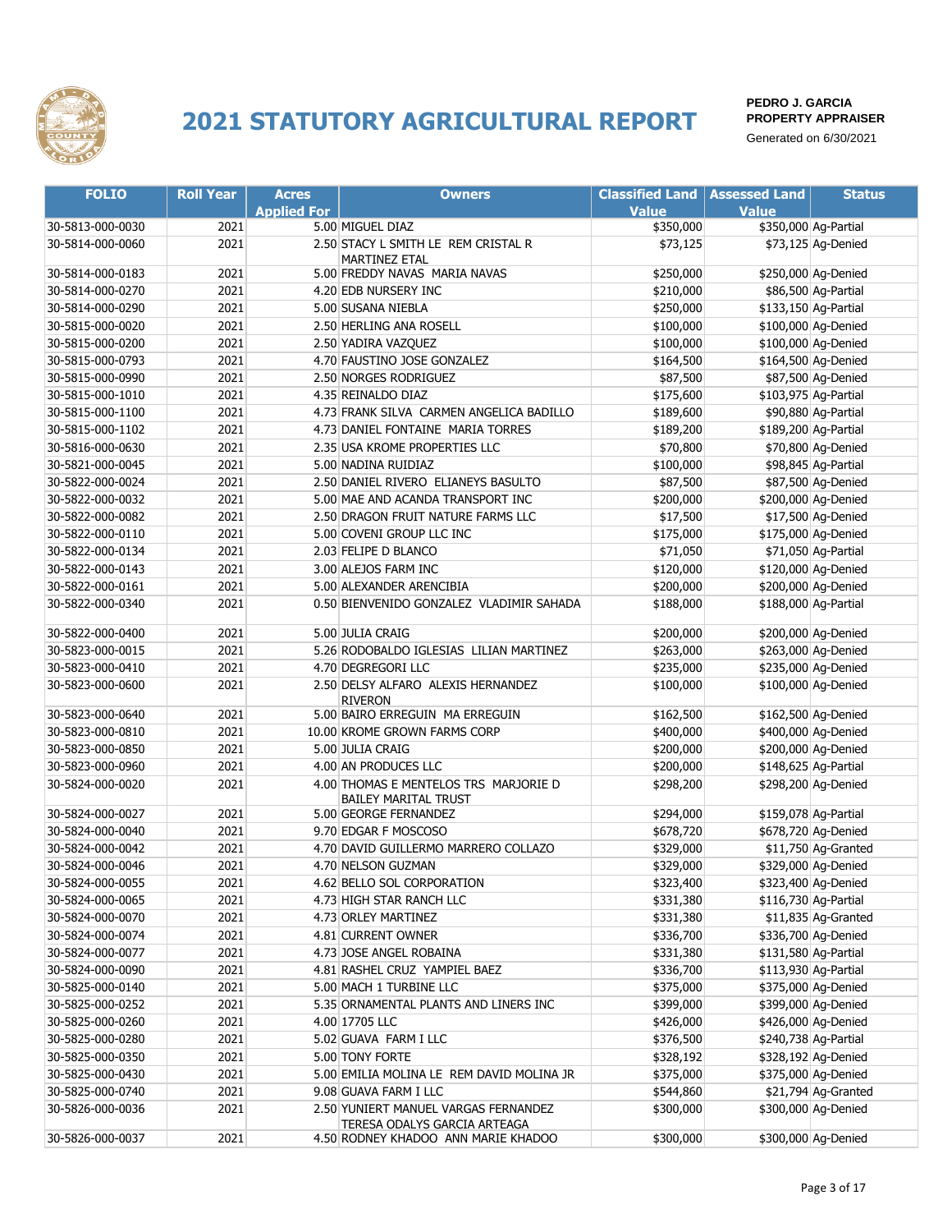# 2021 STATUTORY AGRICULTURAL REPORT

**PEDRO J. GARCIA**
**PROPERTY APPRAISER**
Generated on 6/30/2021

| FOLIO | Roll Year | Acres Applied For | Owners | Classified Land Value | Assessed Land Value | Status |
|---|---|---|---|---|---|---|
| 30-5813-000-0030 | 2021 | 5.00 | MIGUEL DIAZ | $350,000 | $350,000 | Ag-Partial |
| 30-5814-000-0060 | 2021 | 2.50 | STACY L SMITH LE REM CRISTAL R MARTINEZ ETAL | $73,125 | $73,125 | Ag-Denied |
| 30-5814-000-0183 | 2021 | 5.00 | FREDDY NAVAS MARIA NAVAS | $250,000 | $250,000 | Ag-Denied |
| 30-5814-000-0270 | 2021 | 4.20 | EDB NURSERY INC | $210,000 | $86,500 | Ag-Partial |
| 30-5814-000-0290 | 2021 | 5.00 | SUSANA NIEBLA | $250,000 | $133,150 | Ag-Partial |
| 30-5815-000-0020 | 2021 | 2.50 | HERLING ANA ROSELL | $100,000 | $100,000 | Ag-Denied |
| 30-5815-000-0200 | 2021 | 2.50 | YADIRA VAZQUEZ | $100,000 | $100,000 | Ag-Denied |
| 30-5815-000-0793 | 2021 | 4.70 | FAUSTINO JOSE GONZALEZ | $164,500 | $164,500 | Ag-Denied |
| 30-5815-000-0990 | 2021 | 2.50 | NORGES RODRIGUEZ | $87,500 | $87,500 | Ag-Denied |
| 30-5815-000-1010 | 2021 | 4.35 | REINALDO DIAZ | $175,600 | $103,975 | Ag-Partial |
| 30-5815-000-1100 | 2021 | 4.73 | FRANK SILVA CARMEN ANGELICA BADILLO | $189,600 | $90,880 | Ag-Partial |
| 30-5815-000-1102 | 2021 | 4.73 | DANIEL FONTAINE MARIA TORRES | $189,200 | $189,200 | Ag-Partial |
| 30-5816-000-0630 | 2021 | 2.35 | USA KROME PROPERTIES LLC | $70,800 | $70,800 | Ag-Denied |
| 30-5821-000-0045 | 2021 | 5.00 | NADINA RUIDIAZ | $100,000 | $98,845 | Ag-Partial |
| 30-5822-000-0024 | 2021 | 2.50 | DANIEL RIVERO ELIANEYS BASULTO | $87,500 | $87,500 | Ag-Denied |
| 30-5822-000-0032 | 2021 | 5.00 | MAE AND ACANDA TRANSPORT INC | $200,000 | $200,000 | Ag-Denied |
| 30-5822-000-0082 | 2021 | 2.50 | DRAGON FRUIT NATURE FARMS LLC | $17,500 | $17,500 | Ag-Denied |
| 30-5822-000-0110 | 2021 | 5.00 | COVENI GROUP LLC INC | $175,000 | $175,000 | Ag-Denied |
| 30-5822-000-0134 | 2021 | 2.03 | FELIPE D BLANCO | $71,050 | $71,050 | Ag-Partial |
| 30-5822-000-0143 | 2021 | 3.00 | ALEJOS FARM INC | $120,000 | $120,000 | Ag-Denied |
| 30-5822-000-0161 | 2021 | 5.00 | ALEXANDER ARENCIBIA | $200,000 | $200,000 | Ag-Denied |
| 30-5822-000-0340 | 2021 | 0.50 | BIENVENIDO GONZALEZ VLADIMIR SAHADA | $188,000 | $188,000 | Ag-Partial |
| 30-5822-000-0400 | 2021 | 5.00 | JULIA CRAIG | $200,000 | $200,000 | Ag-Denied |
| 30-5823-000-0015 | 2021 | 5.26 | RODOBALDO IGLESIAS LILIAN MARTINEZ | $263,000 | $263,000 | Ag-Denied |
| 30-5823-000-0410 | 2021 | 4.70 | DEGREGORI LLC | $235,000 | $235,000 | Ag-Denied |
| 30-5823-000-0600 | 2021 | 2.50 | DELSY ALFARO ALEXIS HERNANDEZ RIVERON | $100,000 | $100,000 | Ag-Denied |
| 30-5823-000-0640 | 2021 | 5.00 | BAIRO ERREGUIN MA ERREGUIN | $162,500 | $162,500 | Ag-Denied |
| 30-5823-000-0810 | 2021 | 10.00 | KROME GROWN FARMS CORP | $400,000 | $400,000 | Ag-Denied |
| 30-5823-000-0850 | 2021 | 5.00 | JULIA CRAIG | $200,000 | $200,000 | Ag-Denied |
| 30-5823-000-0960 | 2021 | 4.00 | AN PRODUCES LLC | $200,000 | $148,625 | Ag-Partial |
| 30-5824-000-0020 | 2021 | 4.00 | THOMAS E MENTELOS TRS MARJORIE D BAILEY MARITAL TRUST | $298,200 | $298,200 | Ag-Denied |
| 30-5824-000-0027 | 2021 | 5.00 | GEORGE FERNANDEZ | $294,000 | $159,078 | Ag-Partial |
| 30-5824-000-0040 | 2021 | 9.70 | EDGAR F MOSCOSO | $678,720 | $678,720 | Ag-Denied |
| 30-5824-000-0042 | 2021 | 4.70 | DAVID GUILLERMO MARRERO COLLAZO | $329,000 | $11,750 | Ag-Granted |
| 30-5824-000-0046 | 2021 | 4.70 | NELSON GUZMAN | $329,000 | $329,000 | Ag-Denied |
| 30-5824-000-0055 | 2021 | 4.62 | BELLO SOL CORPORATION | $323,400 | $323,400 | Ag-Denied |
| 30-5824-000-0065 | 2021 | 4.73 | HIGH STAR RANCH LLC | $331,380 | $116,730 | Ag-Partial |
| 30-5824-000-0070 | 2021 | 4.73 | ORLEY MARTINEZ | $331,380 | $11,835 | Ag-Granted |
| 30-5824-000-0074 | 2021 | 4.81 | CURRENT OWNER | $336,700 | $336,700 | Ag-Denied |
| 30-5824-000-0077 | 2021 | 4.73 | JOSE ANGEL ROBAINA | $331,380 | $131,580 | Ag-Partial |
| 30-5824-000-0090 | 2021 | 4.81 | RASHEL CRUZ YAMPIEL BAEZ | $336,700 | $113,930 | Ag-Partial |
| 30-5825-000-0140 | 2021 | 5.00 | MACH 1 TURBINE LLC | $375,000 | $375,000 | Ag-Denied |
| 30-5825-000-0252 | 2021 | 5.35 | ORNAMENTAL PLANTS AND LINERS INC | $399,000 | $399,000 | Ag-Denied |
| 30-5825-000-0260 | 2021 | 4.00 | 17705 LLC | $426,000 | $426,000 | Ag-Denied |
| 30-5825-000-0280 | 2021 | 5.02 | GUAVA FARM I LLC | $376,500 | $240,738 | Ag-Partial |
| 30-5825-000-0350 | 2021 | 5.00 | TONY FORTE | $328,192 | $328,192 | Ag-Denied |
| 30-5825-000-0430 | 2021 | 5.00 | EMILIA MOLINA LE REM DAVID MOLINA JR | $375,000 | $375,000 | Ag-Denied |
| 30-5825-000-0740 | 2021 | 9.08 | GUAVA FARM I LLC | $544,860 | $21,794 | Ag-Granted |
| 30-5826-000-0036 | 2021 | 2.50 | YUNIERT MANUEL VARGAS FERNANDEZ TERESA ODALYS GARCIA ARTEAGA | $300,000 | $300,000 | Ag-Denied |
| 30-5826-000-0037 | 2021 | 4.50 | RODNEY KHADOO ANN MARIE KHADOO | $300,000 | $300,000 | Ag-Denied |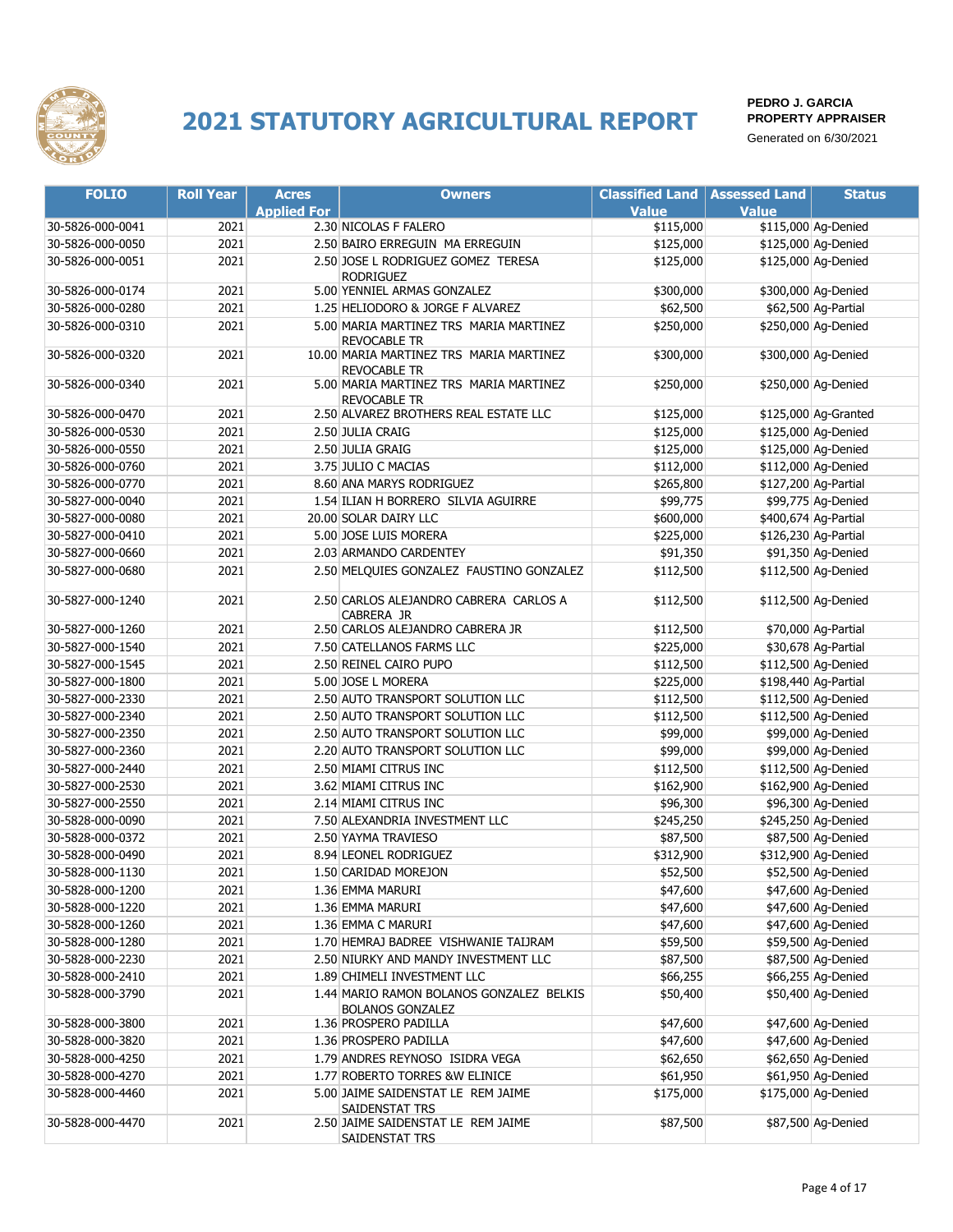# 2021 STATUTORY AGRICULTURAL REPORT

**PEDRO J. GARCIA**
**PROPERTY APPRAISER**
Generated on 6/30/2021

| FOLIO | Roll Year | Acres Applied For | Owners | Classified Land Value | Assessed Land Value | Status |
|---|---|---|---|---|---|---|
| 30-5826-000-0041 | 2021 | 2.30 | NICOLAS F FALERO | $115,000 | $115,000 | Ag-Denied |
| 30-5826-000-0050 | 2021 | 2.50 | BAIRO ERREGUIN MA ERREGUIN | $125,000 | $125,000 | Ag-Denied |
| 30-5826-000-0051 | 2021 | 2.50 | JOSE L RODRIGUEZ GOMEZ TERESA RODRIGUEZ | $125,000 | $125,000 | Ag-Denied |
| 30-5826-000-0174 | 2021 | 5.00 | YENNIEL ARMAS GONZALEZ | $300,000 | $300,000 | Ag-Denied |
| 30-5826-000-0280 | 2021 | 1.25 | HELIODORO & JORGE F ALVAREZ | $62,500 | $62,500 | Ag-Partial |
| 30-5826-000-0310 | 2021 | 5.00 | MARIA MARTINEZ TRS MARIA MARTINEZ REVOCABLE TR | $250,000 | $250,000 | Ag-Denied |
| 30-5826-000-0320 | 2021 | 10.00 | MARIA MARTINEZ TRS MARIA MARTINEZ REVOCABLE TR | $300,000 | $300,000 | Ag-Denied |
| 30-5826-000-0340 | 2021 | 5.00 | MARIA MARTINEZ TRS MARIA MARTINEZ REVOCABLE TR | $250,000 | $250,000 | Ag-Denied |
| 30-5826-000-0470 | 2021 | 2.50 | ALVAREZ BROTHERS REAL ESTATE LLC | $125,000 | $125,000 | Ag-Granted |
| 30-5826-000-0530 | 2021 | 2.50 | JULIA CRAIG | $125,000 | $125,000 | Ag-Denied |
| 30-5826-000-0550 | 2021 | 2.50 | JULIA GRAIG | $125,000 | $125,000 | Ag-Denied |
| 30-5826-000-0760 | 2021 | 3.75 | JULIO C MACIAS | $112,000 | $112,000 | Ag-Denied |
| 30-5826-000-0770 | 2021 | 8.60 | ANA MARYS RODRIGUEZ | $265,800 | $127,200 | Ag-Partial |
| 30-5827-000-0040 | 2021 | 1.54 | ILIAN H BORRERO SILVIA AGUIRRE | $99,775 | $99,775 | Ag-Denied |
| 30-5827-000-0080 | 2021 | 20.00 | SOLAR DAIRY LLC | $600,000 | $400,674 | Ag-Partial |
| 30-5827-000-0410 | 2021 | 5.00 | JOSE LUIS MORERA | $225,000 | $126,230 | Ag-Partial |
| 30-5827-000-0660 | 2021 | 2.03 | ARMANDO CARDENTEY | $91,350 | $91,350 | Ag-Denied |
| 30-5827-000-0680 | 2021 | 2.50 | MELQUIES GONZALEZ FAUSTINO GONZALEZ | $112,500 | $112,500 | Ag-Denied |
| 30-5827-000-1240 | 2021 | 2.50 | CARLOS ALEJANDRO CABRERA CARLOS A CABRERA JR | $112,500 | $112,500 | Ag-Denied |
| 30-5827-000-1260 | 2021 | 2.50 | CARLOS ALEJANDRO CABRERA JR | $112,500 | $70,000 | Ag-Partial |
| 30-5827-000-1540 | 2021 | 7.50 | CATELLANOS FARMS LLC | $225,000 | $30,678 | Ag-Partial |
| 30-5827-000-1545 | 2021 | 2.50 | REINEL CAIRO PUPO | $112,500 | $112,500 | Ag-Denied |
| 30-5827-000-1800 | 2021 | 5.00 | JOSE L MORERA | $225,000 | $198,440 | Ag-Partial |
| 30-5827-000-2330 | 2021 | 2.50 | AUTO TRANSPORT SOLUTION LLC | $112,500 | $112,500 | Ag-Denied |
| 30-5827-000-2340 | 2021 | 2.50 | AUTO TRANSPORT SOLUTION LLC | $112,500 | $112,500 | Ag-Denied |
| 30-5827-000-2350 | 2021 | 2.50 | AUTO TRANSPORT SOLUTION LLC | $99,000 | $99,000 | Ag-Denied |
| 30-5827-000-2360 | 2021 | 2.20 | AUTO TRANSPORT SOLUTION LLC | $99,000 | $99,000 | Ag-Denied |
| 30-5827-000-2440 | 2021 | 2.50 | MIAMI CITRUS INC | $112,500 | $112,500 | Ag-Denied |
| 30-5827-000-2530 | 2021 | 3.62 | MIAMI CITRUS INC | $162,900 | $162,900 | Ag-Denied |
| 30-5827-000-2550 | 2021 | 2.14 | MIAMI CITRUS INC | $96,300 | $96,300 | Ag-Denied |
| 30-5828-000-0090 | 2021 | 7.50 | ALEXANDRIA INVESTMENT LLC | $245,250 | $245,250 | Ag-Denied |
| 30-5828-000-0372 | 2021 | 2.50 | YAYMA TRAVIESO | $87,500 | $87,500 | Ag-Denied |
| 30-5828-000-0490 | 2021 | 8.94 | LEONEL RODRIGUEZ | $312,900 | $312,900 | Ag-Denied |
| 30-5828-000-1130 | 2021 | 1.50 | CARIDAD MOREJON | $52,500 | $52,500 | Ag-Denied |
| 30-5828-000-1200 | 2021 | 1.36 | EMMA MARURI | $47,600 | $47,600 | Ag-Denied |
| 30-5828-000-1220 | 2021 | 1.36 | EMMA MARURI | $47,600 | $47,600 | Ag-Denied |
| 30-5828-000-1260 | 2021 | 1.36 | EMMA C MARURI | $47,600 | $47,600 | Ag-Denied |
| 30-5828-000-1280 | 2021 | 1.70 | HEMRAJ BADREE VISHWANIE TAIJRAM | $59,500 | $59,500 | Ag-Denied |
| 30-5828-000-2230 | 2021 | 2.50 | NIURKY AND MANDY INVESTMENT LLC | $87,500 | $87,500 | Ag-Denied |
| 30-5828-000-2410 | 2021 | 1.89 | CHIMELI INVESTMENT LLC | $66,255 | $66,255 | Ag-Denied |
| 30-5828-000-3790 | 2021 | 1.44 | MARIO RAMON BOLANOS GONZALEZ BELKIS BOLANOS GONZALEZ | $50,400 | $50,400 | Ag-Denied |
| 30-5828-000-3800 | 2021 | 1.36 | PROSPERO PADILLA | $47,600 | $47,600 | Ag-Denied |
| 30-5828-000-3820 | 2021 | 1.36 | PROSPERO PADILLA | $47,600 | $47,600 | Ag-Denied |
| 30-5828-000-4250 | 2021 | 1.79 | ANDRES REYNOSO ISIDRA VEGA | $62,650 | $62,650 | Ag-Denied |
| 30-5828-000-4270 | 2021 | 1.77 | ROBERTO TORRES &W ELINICE | $61,950 | $61,950 | Ag-Denied |
| 30-5828-000-4460 | 2021 | 5.00 | JAIME SAIDENSTAT LE REM JAIME SAIDENSTAT TRS | $175,000 | $175,000 | Ag-Denied |
| 30-5828-000-4470 | 2021 | 2.50 | JAIME SAIDENSTAT LE REM JAIME SAIDENSTAT TRS | $87,500 | $87,500 | Ag-Denied |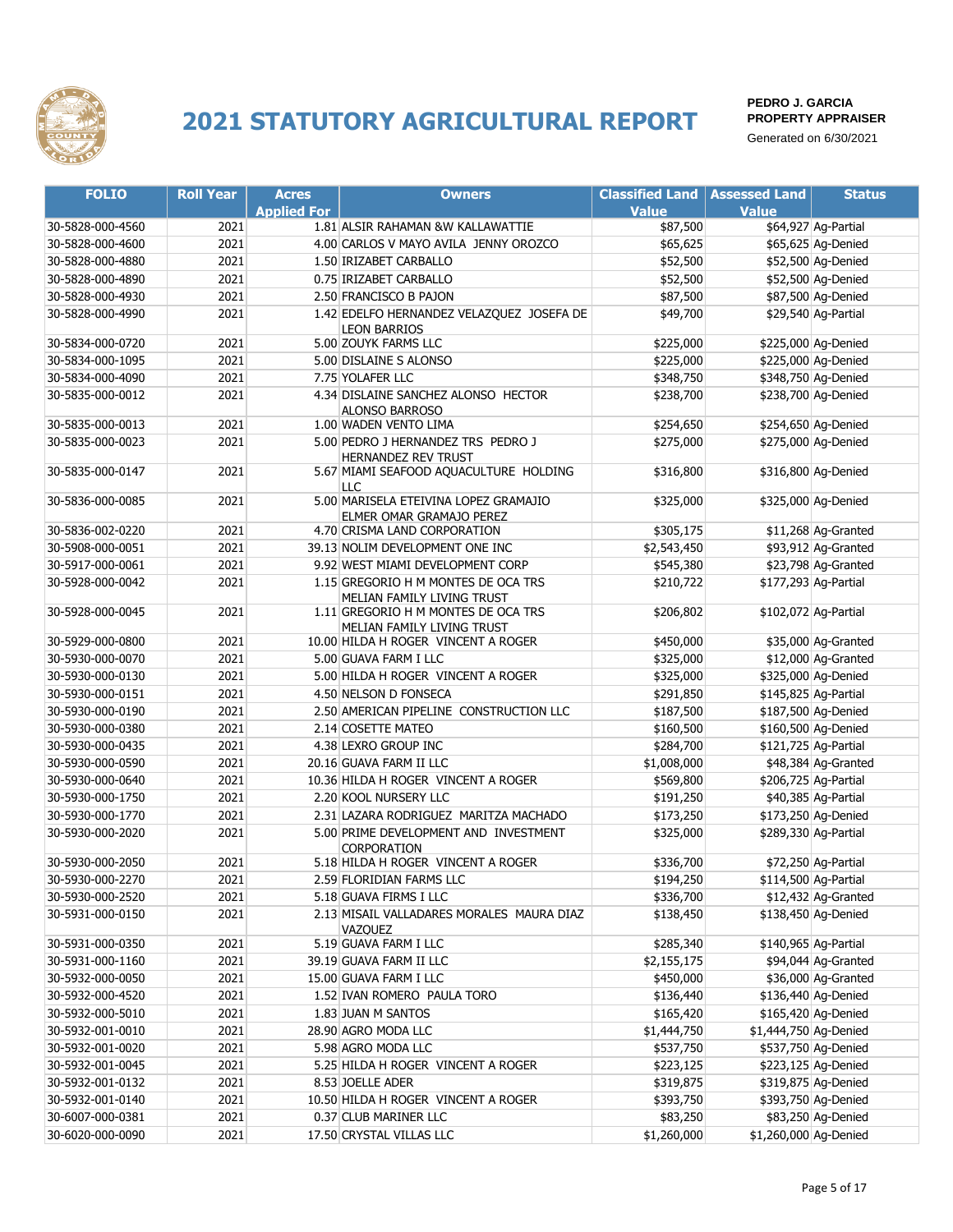# 2021 STATUTORY AGRICULTURAL REPORT

**PEDRO J. GARCIA**
**PROPERTY APPRAISER**
Generated on 6/30/2021

| FOLIO | Roll Year | Acres Applied For | Owners | Classified Land Value | Assessed Land Value | Status |
|---|---|---|---|---|---|---|
| 30-5828-000-4560 | 2021 | 1.81 | ALSIR RAHAMAN &W KALLAWATTIE | $87,500 | $64,927 | Ag-Partial |
| 30-5828-000-4600 | 2021 | 4.00 | CARLOS V MAYO AVILA JENNY OROZCO | $65,625 | $65,625 | Ag-Denied |
| 30-5828-000-4880 | 2021 | 1.50 | IRIZABET CARBALLO | $52,500 | $52,500 | Ag-Denied |
| 30-5828-000-4890 | 2021 | 0.75 | IRIZABET CARBALLO | $52,500 | $52,500 | Ag-Denied |
| 30-5828-000-4930 | 2021 | 2.50 | FRANCISCO B PAJON | $87,500 | $87,500 | Ag-Denied |
| 30-5828-000-4990 | 2021 | 1.42 | EDELFO HERNANDEZ VELAZQUEZ JOSEFA DE LEON BARRIOS | $49,700 | $29,540 | Ag-Partial |
| 30-5834-000-0720 | 2021 | 5.00 | ZOUYK FARMS LLC | $225,000 | $225,000 | Ag-Denied |
| 30-5834-000-1095 | 2021 | 5.00 | DISLAINE S ALONSO | $225,000 | $225,000 | Ag-Denied |
| 30-5834-000-4090 | 2021 | 7.75 | YOLAFER LLC | $348,750 | $348,750 | Ag-Denied |
| 30-5835-000-0012 | 2021 | 4.34 | DISLAINE SANCHEZ ALONSO HECTOR ALONSO BARROSO | $238,700 | $238,700 | Ag-Denied |
| 30-5835-000-0013 | 2021 | 1.00 | WADEN VENTO LIMA | $254,650 | $254,650 | Ag-Denied |
| 30-5835-000-0023 | 2021 | 5.00 | PEDRO J HERNANDEZ TRS PEDRO J HERNANDEZ REV TRUST | $275,000 | $275,000 | Ag-Denied |
| 30-5835-000-0147 | 2021 | 5.67 | MIAMI SEAFOOD AQUACULTURE HOLDING LLC | $316,800 | $316,800 | Ag-Denied |
| 30-5836-000-0085 | 2021 | 5.00 | MARISELA ETEIVINA LOPEZ GRAMAJIO ELMER OMAR GRAMAJO PEREZ | $325,000 | $325,000 | Ag-Denied |
| 30-5836-002-0220 | 2021 | 4.70 | CRISMA LAND CORPORATION | $305,175 | $11,268 | Ag-Granted |
| 30-5908-000-0051 | 2021 | 39.13 | NOLIM DEVELOPMENT ONE INC | $2,543,450 | $93,912 | Ag-Granted |
| 30-5917-000-0061 | 2021 | 9.92 | WEST MIAMI DEVELOPMENT CORP | $545,380 | $23,798 | Ag-Granted |
| 30-5928-000-0042 | 2021 | 1.15 | GREGORIO H M MONTES DE OCA TRS MELIAN FAMILY LIVING TRUST | $210,722 | $177,293 | Ag-Partial |
| 30-5928-000-0045 | 2021 | 1.11 | GREGORIO H M MONTES DE OCA TRS MELIAN FAMILY LIVING TRUST | $206,802 | $102,072 | Ag-Partial |
| 30-5929-000-0800 | 2021 | 10.00 | HILDA H ROGER VINCENT A ROGER | $450,000 | $35,000 | Ag-Granted |
| 30-5930-000-0070 | 2021 | 5.00 | GUAVA FARM I LLC | $325,000 | $12,000 | Ag-Granted |
| 30-5930-000-0130 | 2021 | 5.00 | HILDA H ROGER VINCENT A ROGER | $325,000 | $325,000 | Ag-Denied |
| 30-5930-000-0151 | 2021 | 4.50 | NELSON D FONSECA | $291,850 | $145,825 | Ag-Partial |
| 30-5930-000-0190 | 2021 | 2.50 | AMERICAN PIPELINE CONSTRUCTION LLC | $187,500 | $187,500 | Ag-Denied |
| 30-5930-000-0380 | 2021 | 2.14 | COSETTE MATEO | $160,500 | $160,500 | Ag-Denied |
| 30-5930-000-0435 | 2021 | 4.38 | LEXRO GROUP INC | $284,700 | $121,725 | Ag-Partial |
| 30-5930-000-0590 | 2021 | 20.16 | GUAVA FARM II LLC | $1,008,000 | $48,384 | Ag-Granted |
| 30-5930-000-0640 | 2021 | 10.36 | HILDA H ROGER VINCENT A ROGER | $569,800 | $206,725 | Ag-Partial |
| 30-5930-000-1750 | 2021 | 2.20 | KOOL NURSERY LLC | $191,250 | $40,385 | Ag-Partial |
| 30-5930-000-1770 | 2021 | 2.31 | LAZARA RODRIGUEZ MARITZA MACHADO | $173,250 | $173,250 | Ag-Denied |
| 30-5930-000-2020 | 2021 | 5.00 | PRIME DEVELOPMENT AND INVESTMENT CORPORATION | $325,000 | $289,330 | Ag-Partial |
| 30-5930-000-2050 | 2021 | 5.18 | HILDA H ROGER VINCENT A ROGER | $336,700 | $72,250 | Ag-Partial |
| 30-5930-000-2270 | 2021 | 2.59 | FLORIDIAN FARMS LLC | $194,250 | $114,500 | Ag-Partial |
| 30-5930-000-2520 | 2021 | 5.18 | GUAVA FIRMS I LLC | $336,700 | $12,432 | Ag-Granted |
| 30-5931-000-0150 | 2021 | 2.13 | MISAIL VALLADARES MORALES MAURA DIAZ VAZQUEZ | $138,450 | $138,450 | Ag-Denied |
| 30-5931-000-0350 | 2021 | 5.19 | GUAVA FARM I LLC | $285,340 | $140,965 | Ag-Partial |
| 30-5931-000-1160 | 2021 | 39.19 | GUAVA FARM II LLC | $2,155,175 | $94,044 | Ag-Granted |
| 30-5932-000-0050 | 2021 | 15.00 | GUAVA FARM I LLC | $450,000 | $36,000 | Ag-Granted |
| 30-5932-000-4520 | 2021 | 1.52 | IVAN ROMERO PAULA TORO | $136,440 | $136,440 | Ag-Denied |
| 30-5932-000-5010 | 2021 | 1.83 | JUAN M SANTOS | $165,420 | $165,420 | Ag-Denied |
| 30-5932-001-0010 | 2021 | 28.90 | AGRO MODA LLC | $1,444,750 | $1,444,750 | Ag-Denied |
| 30-5932-001-0020 | 2021 | 5.98 | AGRO MODA LLC | $537,750 | $537,750 | Ag-Denied |
| 30-5932-001-0045 | 2021 | 5.25 | HILDA H ROGER VINCENT A ROGER | $223,125 | $223,125 | Ag-Denied |
| 30-5932-001-0132 | 2021 | 8.53 | JOELLE ADER | $319,875 | $319,875 | Ag-Denied |
| 30-5932-001-0140 | 2021 | 10.50 | HILDA H ROGER VINCENT A ROGER | $393,750 | $393,750 | Ag-Denied |
| 30-6007-000-0381 | 2021 | 0.37 | CLUB MARINER LLC | $83,250 | $83,250 | Ag-Denied |
| 30-6020-000-0090 | 2021 | 17.50 | CRYSTAL VILLAS LLC | $1,260,000 | $1,260,000 | Ag-Denied |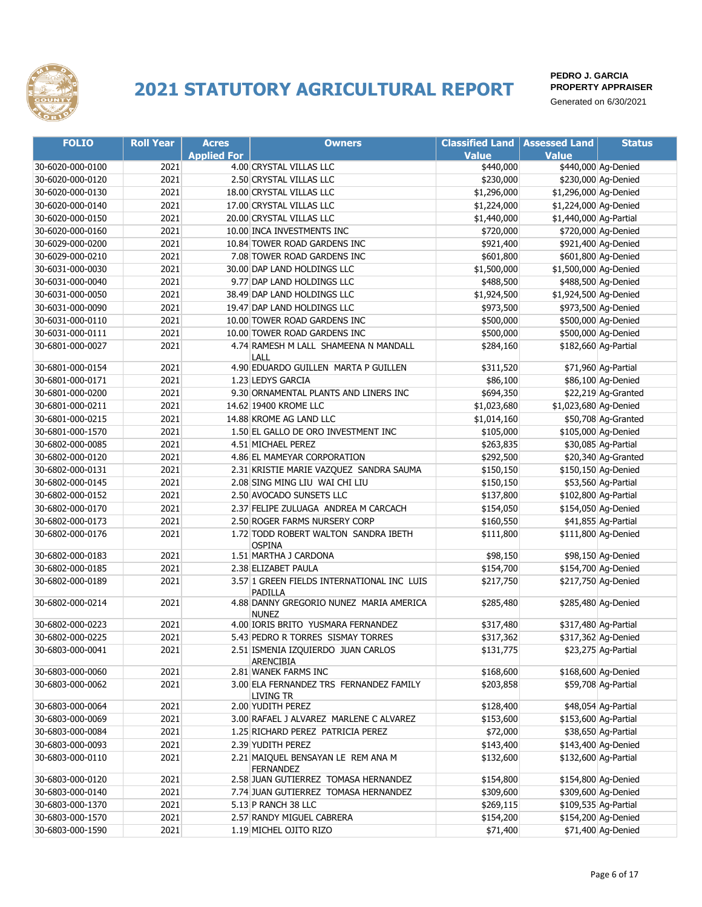# 2021 STATUTORY AGRICULTURAL REPORT

**PEDRO J. GARCIA**
**PROPERTY APPRAISER**
Generated on 6/30/2021

| FOLIO | Roll Year | Acres Applied For | Owners | Classified Land Value | Assessed Land Value | Status |
|---|---|---|---|---|---|---|
| 30-6020-000-0100 | 2021 | 4.00 | CRYSTAL VILLAS LLC | $440,000 | $440,000 | Ag-Denied |
| 30-6020-000-0120 | 2021 | 2.50 | CRYSTAL VILLAS LLC | $230,000 | $230,000 | Ag-Denied |
| 30-6020-000-0130 | 2021 | 18.00 | CRYSTAL VILLAS LLC | $1,296,000 | $1,296,000 | Ag-Denied |
| 30-6020-000-0140 | 2021 | 17.00 | CRYSTAL VILLAS LLC | $1,224,000 | $1,224,000 | Ag-Denied |
| 30-6020-000-0150 | 2021 | 20.00 | CRYSTAL VILLAS LLC | $1,440,000 | $1,440,000 | Ag-Partial |
| 30-6020-000-0160 | 2021 | 10.00 | INCA INVESTMENTS INC | $720,000 | $720,000 | Ag-Denied |
| 30-6029-000-0200 | 2021 | 10.84 | TOWER ROAD GARDENS INC | $921,400 | $921,400 | Ag-Denied |
| 30-6029-000-0210 | 2021 | 7.08 | TOWER ROAD GARDENS INC | $601,800 | $601,800 | Ag-Denied |
| 30-6031-000-0030 | 2021 | 30.00 | DAP LAND HOLDINGS LLC | $1,500,000 | $1,500,000 | Ag-Denied |
| 30-6031-000-0040 | 2021 | 9.77 | DAP LAND HOLDINGS LLC | $488,500 | $488,500 | Ag-Denied |
| 30-6031-000-0050 | 2021 | 38.49 | DAP LAND HOLDINGS LLC | $1,924,500 | $1,924,500 | Ag-Denied |
| 30-6031-000-0090 | 2021 | 19.47 | DAP LAND HOLDINGS LLC | $973,500 | $973,500 | Ag-Denied |
| 30-6031-000-0110 | 2021 | 10.00 | TOWER ROAD GARDENS INC | $500,000 | $500,000 | Ag-Denied |
| 30-6031-000-0111 | 2021 | 10.00 | TOWER ROAD GARDENS INC | $500,000 | $500,000 | Ag-Denied |
| 30-6801-000-0027 | 2021 | 4.74 | RAMESH M LALL SHAMEENA N MANDALL LALL | $284,160 | $182,660 | Ag-Partial |
| 30-6801-000-0154 | 2021 | 4.90 | EDUARDO GUILLEN MARTA P GUILLEN | $311,520 | $71,960 | Ag-Partial |
| 30-6801-000-0171 | 2021 | 1.23 | LEDYS GARCIA | $86,100 | $86,100 | Ag-Denied |
| 30-6801-000-0200 | 2021 | 9.30 | ORNAMENTAL PLANTS AND LINERS INC | $694,350 | $22,219 | Ag-Granted |
| 30-6801-000-0211 | 2021 | 14.62 | 19400 KROME LLC | $1,023,680 | $1,023,680 | Ag-Denied |
| 30-6801-000-0215 | 2021 | 14.88 | KROME AG LAND LLC | $1,014,160 | $50,708 | Ag-Granted |
| 30-6801-000-1570 | 2021 | 1.50 | EL GALLO DE ORO INVESTMENT INC | $105,000 | $105,000 | Ag-Denied |
| 30-6802-000-0085 | 2021 | 4.51 | MICHAEL PEREZ | $263,835 | $30,085 | Ag-Partial |
| 30-6802-000-0120 | 2021 | 4.86 | EL MAMEYAR CORPORATION | $292,500 | $20,340 | Ag-Granted |
| 30-6802-000-0131 | 2021 | 2.31 | KRISTIE MARIE VAZQUEZ SANDRA SAUMA | $150,150 | $150,150 | Ag-Denied |
| 30-6802-000-0145 | 2021 | 2.08 | SING MING LIU WAI CHI LIU | $150,150 | $53,560 | Ag-Partial |
| 30-6802-000-0152 | 2021 | 2.50 | AVOCADO SUNSETS LLC | $137,800 | $102,800 | Ag-Partial |
| 30-6802-000-0170 | 2021 | 2.37 | FELIPE ZULUAGA ANDREA M CARCACH | $154,050 | $154,050 | Ag-Denied |
| 30-6802-000-0173 | 2021 | 2.50 | ROGER FARMS NURSERY CORP | $160,550 | $41,855 | Ag-Partial |
| 30-6802-000-0176 | 2021 | 1.72 | TODD ROBERT WALTON SANDRA IBETH OSPINA | $111,800 | $111,800 | Ag-Denied |
| 30-6802-000-0183 | 2021 | 1.51 | MARTHA J CARDONA | $98,150 | $98,150 | Ag-Denied |
| 30-6802-000-0185 | 2021 | 2.38 | ELIZABET PAULA | $154,700 | $154,700 | Ag-Denied |
| 30-6802-000-0189 | 2021 | 3.57 | 1 GREEN FIELDS INTERNATIONAL INC LUIS PADILLA | $217,750 | $217,750 | Ag-Denied |
| 30-6802-000-0214 | 2021 | 4.88 | DANNY GREGORIO NUNEZ MARIA AMERICA NUNEZ | $285,480 | $285,480 | Ag-Denied |
| 30-6802-000-0223 | 2021 | 4.00 | IORIS BRITO YUSMARA FERNANDEZ | $317,480 | $317,480 | Ag-Partial |
| 30-6802-000-0225 | 2021 | 5.43 | PEDRO R TORRES SISMAY TORRES | $317,362 | $317,362 | Ag-Denied |
| 30-6803-000-0041 | 2021 | 2.51 | ISMENIA IZQUIERDO JUAN CARLOS ARENCIBIA | $131,775 | $23,275 | Ag-Partial |
| 30-6803-000-0060 | 2021 | 2.81 | WANEK FARMS INC | $168,600 | $168,600 | Ag-Denied |
| 30-6803-000-0062 | 2021 | 3.00 | ELA FERNANDEZ TRS FERNANDEZ FAMILY LIVING TR | $203,858 | $59,708 | Ag-Partial |
| 30-6803-000-0064 | 2021 | 2.00 | YUDITH PEREZ | $128,400 | $48,054 | Ag-Partial |
| 30-6803-000-0069 | 2021 | 3.00 | RAFAEL J ALVAREZ MARLENE C ALVAREZ | $153,600 | $153,600 | Ag-Partial |
| 30-6803-000-0084 | 2021 | 1.25 | RICHARD PEREZ PATRICIA PEREZ | $72,000 | $38,650 | Ag-Partial |
| 30-6803-000-0093 | 2021 | 2.39 | YUDITH PEREZ | $143,400 | $143,400 | Ag-Denied |
| 30-6803-000-0110 | 2021 | 2.21 | MAIQUEL BENSAYAN LE REM ANA M FERNANDEZ | $132,600 | $132,600 | Ag-Partial |
| 30-6803-000-0120 | 2021 | 2.58 | JUAN GUTIERREZ TOMASA HERNANDEZ | $154,800 | $154,800 | Ag-Denied |
| 30-6803-000-0140 | 2021 | 7.74 | JUAN GUTIERREZ TOMASA HERNANDEZ | $309,600 | $309,600 | Ag-Denied |
| 30-6803-000-1370 | 2021 | 5.13 | P RANCH 38 LLC | $269,115 | $109,535 | Ag-Partial |
| 30-6803-000-1570 | 2021 | 2.57 | RANDY MIGUEL CABRERA | $154,200 | $154,200 | Ag-Denied |
| 30-6803-000-1590 | 2021 | 1.19 | MICHEL OJITO RIZO | $71,400 | $71,400 | Ag-Denied |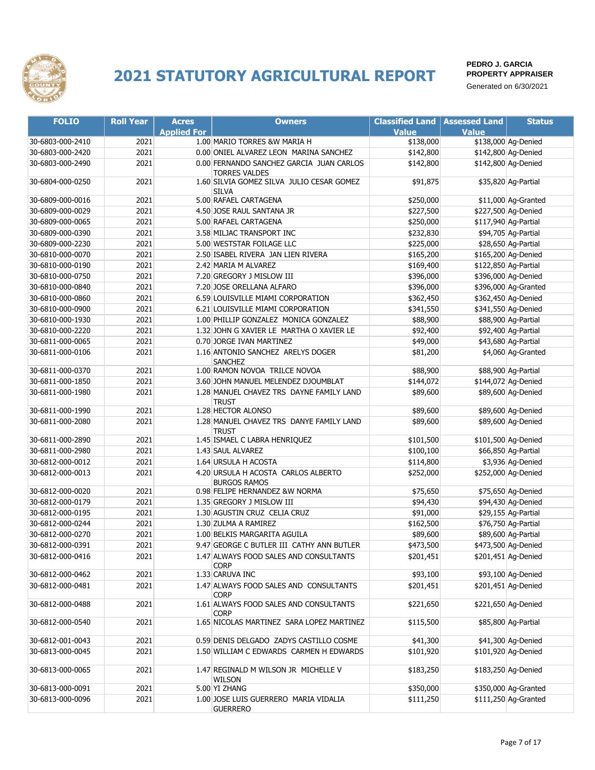# 2021 STATUTORY AGRICULTURAL REPORT

**PEDRO J. GARCIA**
**PROPERTY APPRAISER**
Generated on 6/30/2021

| FOLIO | Roll Year | Acres Applied For | Owners | Classified Land Value | Assessed Land Value | Status |
|---|---|---|---|---|---|---|
| 30-6803-000-2410 | 2021 | 1.00 | MARIO TORRES &W MARIA H | $138,000 | $138,000 | Ag-Denied |
| 30-6803-000-2420 | 2021 | 0.00 | ONIEL ALVAREZ LEON MARINA SANCHEZ | $142,800 | $142,800 | Ag-Denied |
| 30-6803-000-2490 | 2021 | 0.00 | FERNANDO SANCHEZ GARCIA JUAN CARLOS TORRES VALDES | $142,800 | $142,800 | Ag-Denied |
| 30-6804-000-0250 | 2021 | 1.60 | SILVIA GOMEZ SILVA JULIO CESAR GOMEZ SILVA | $91,875 | $35,820 | Ag-Partial |
| 30-6809-000-0016 | 2021 | 5.00 | RAFAEL CARTAGENA | $250,000 | $11,000 | Ag-Granted |
| 30-6809-000-0029 | 2021 | 4.50 | JOSE RAUL SANTANA JR | $227,500 | $227,500 | Ag-Denied |
| 30-6809-000-0065 | 2021 | 5.00 | RAFAEL CARTAGENA | $250,000 | $117,940 | Ag-Partial |
| 30-6809-000-0390 | 2021 | 3.58 | MILJAC TRANSPORT INC | $232,830 | $94,705 | Ag-Partial |
| 30-6809-000-2230 | 2021 | 5.00 | WESTSTAR FOILAGE LLC | $225,000 | $28,650 | Ag-Partial |
| 30-6810-000-0070 | 2021 | 2.50 | ISABEL RIVERA JAN LIEN RIVERA | $165,200 | $165,200 | Ag-Denied |
| 30-6810-000-0190 | 2021 | 2.42 | MARIA M ALVAREZ | $169,400 | $122,850 | Ag-Partial |
| 30-6810-000-0750 | 2021 | 7.20 | GREGORY J MISLOW III | $396,000 | $396,000 | Ag-Denied |
| 30-6810-000-0840 | 2021 | 7.20 | JOSE ORELLANA ALFARO | $396,000 | $396,000 | Ag-Granted |
| 30-6810-000-0860 | 2021 | 6.59 | LOUISVILLE MIAMI CORPORATION | $362,450 | $362,450 | Ag-Denied |
| 30-6810-000-0900 | 2021 | 6.21 | LOUISVILLE MIAMI CORPORATION | $341,550 | $341,550 | Ag-Denied |
| 30-6810-000-1930 | 2021 | 1.00 | PHILLIP GONZALEZ MONICA GONZALEZ | $88,900 | $88,900 | Ag-Partial |
| 30-6810-000-2220 | 2021 | 1.32 | JOHN G XAVIER LE MARTHA O XAVIER LE | $92,400 | $92,400 | Ag-Partial |
| 30-6811-000-0065 | 2021 | 0.70 | JORGE IVAN MARTINEZ | $49,000 | $43,680 | Ag-Partial |
| 30-6811-000-0106 | 2021 | 1.16 | ANTONIO SANCHEZ ARELYS DOGER SANCHEZ | $81,200 | $4,060 | Ag-Granted |
| 30-6811-000-0370 | 2021 | 1.00 | RAMON NOVOA TRILCE NOVOA | $88,900 | $88,900 | Ag-Partial |
| 30-6811-000-1850 | 2021 | 3.60 | JOHN MANUEL MELENDEZ DJOUMBLAT | $144,072 | $144,072 | Ag-Denied |
| 30-6811-000-1980 | 2021 | 1.28 | MANUEL CHAVEZ TRS DAYNE FAMILY LAND TRUST | $89,600 | $89,600 | Ag-Denied |
| 30-6811-000-1990 | 2021 | 1.28 | HECTOR ALONSO | $89,600 | $89,600 | Ag-Denied |
| 30-6811-000-2080 | 2021 | 1.28 | MANUEL CHAVEZ TRS DANYE FAMILY LAND TRUST | $89,600 | $89,600 | Ag-Denied |
| 30-6811-000-2890 | 2021 | 1.45 | ISMAEL C LABRA HENRIQUEZ | $101,500 | $101,500 | Ag-Denied |
| 30-6811-000-2980 | 2021 | 1.43 | SAUL ALVAREZ | $100,100 | $66,850 | Ag-Partial |
| 30-6812-000-0012 | 2021 | 1.64 | URSULA H ACOSTA | $114,800 | $3,936 | Ag-Denied |
| 30-6812-000-0013 | 2021 | 4.20 | URSULA H ACOSTA CARLOS ALBERTO BURGOS RAMOS | $252,000 | $252,000 | Ag-Denied |
| 30-6812-000-0020 | 2021 | 0.98 | FELIPE HERNANDEZ &W NORMA | $75,650 | $75,650 | Ag-Denied |
| 30-6812-000-0179 | 2021 | 1.35 | GREGORY J MISLOW III | $94,430 | $94,430 | Ag-Denied |
| 30-6812-000-0195 | 2021 | 1.30 | AGUSTIN CRUZ CELIA CRUZ | $91,000 | $29,155 | Ag-Partial |
| 30-6812-000-0244 | 2021 | 1.30 | ZULMA A RAMIREZ | $162,500 | $76,750 | Ag-Partial |
| 30-6812-000-0270 | 2021 | 1.00 | BELKIS MARGARITA AGUILA | $89,600 | $89,600 | Ag-Partial |
| 30-6812-000-0391 | 2021 | 9.47 | GEORGE C BUTLER III CATHY ANN BUTLER | $473,500 | $473,500 | Ag-Denied |
| 30-6812-000-0416 | 2021 | 1.47 | ALWAYS FOOD SALES AND CONSULTANTS CORP | $201,451 | $201,451 | Ag-Denied |
| 30-6812-000-0462 | 2021 | 1.33 | CARUVA INC | $93,100 | $93,100 | Ag-Denied |
| 30-6812-000-0481 | 2021 | 1.47 | ALWAYS FOOD SALES AND CONSULTANTS CORP | $201,451 | $201,451 | Ag-Denied |
| 30-6812-000-0488 | 2021 | 1.61 | ALWAYS FOOD SALES AND CONSULTANTS CORP | $221,650 | $221,650 | Ag-Denied |
| 30-6812-000-0540 | 2021 | 1.65 | NICOLAS MARTINEZ SARA LOPEZ MARTINEZ | $115,500 | $85,800 | Ag-Partial |
| 30-6812-001-0043 | 2021 | 0.59 | DENIS DELGADO ZADYS CASTILLO COSME | $41,300 | $41,300 | Ag-Denied |
| 30-6813-000-0045 | 2021 | 1.50 | WILLIAM C EDWARDS CARMEN H EDWARDS | $101,920 | $101,920 | Ag-Denied |
| 30-6813-000-0065 | 2021 | 1.47 | REGINALD M WILSON JR MICHELLE V WILSON | $183,250 | $183,250 | Ag-Denied |
| 30-6813-000-0091 | 2021 | 5.00 | YI ZHANG | $350,000 | $350,000 | Ag-Granted |
| 30-6813-000-0096 | 2021 | 1.00 | JOSE LUIS GUERRERO MARIA VIDALIA GUERRERO | $111,250 | $111,250 | Ag-Granted |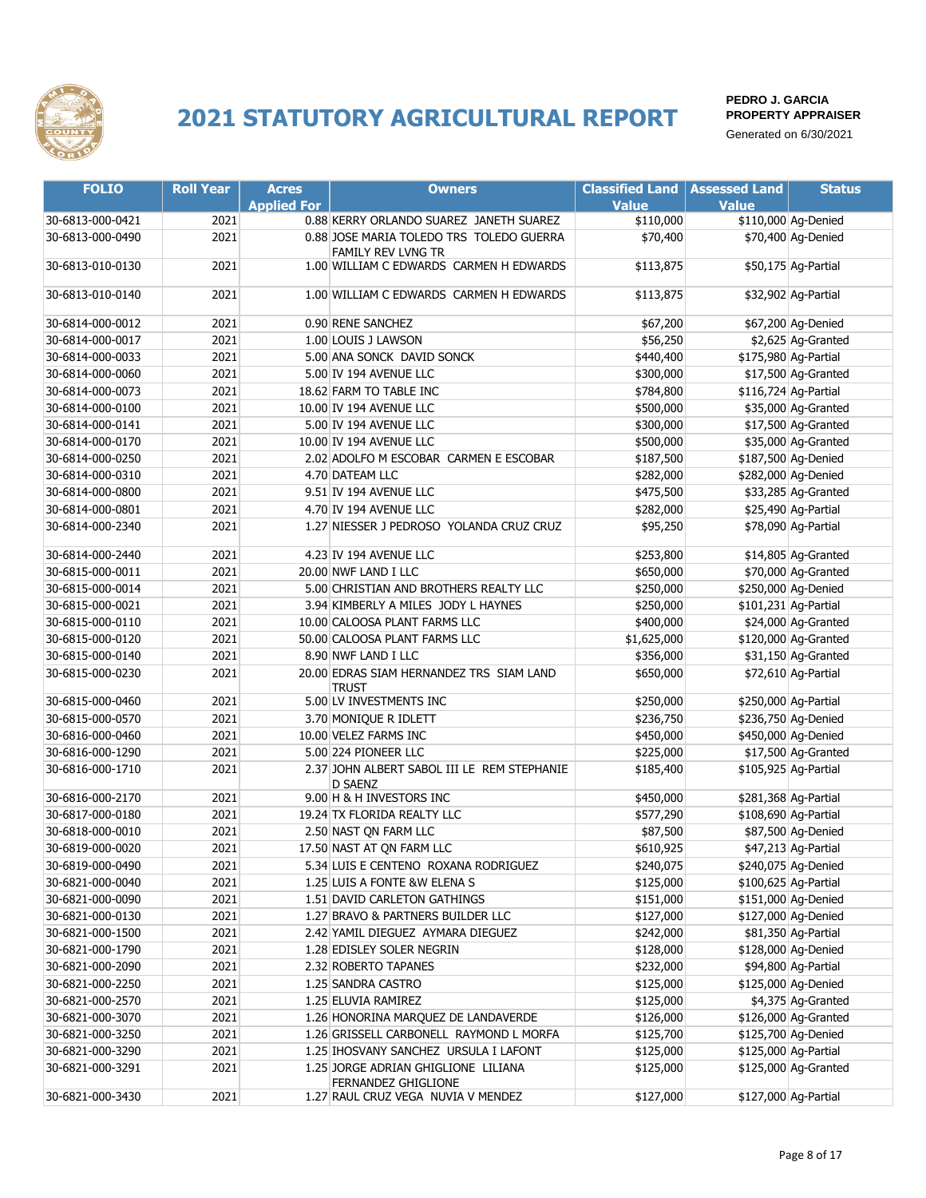# 2021 STATUTORY AGRICULTURAL REPORT

**PEDRO J. GARCIA**
**PROPERTY APPRAISER**
Generated on 6/30/2021

| FOLIO | Roll Year | Acres Applied For | Owners | Classified Land Value | Assessed Land Value | Status |
|---|---|---|---|---|---|---|
| 30-6813-000-0421 | 2021 | 0.88 | KERRY ORLANDO SUAREZ JANETH SUAREZ | $110,000 | $110,000 | Ag-Denied |
| 30-6813-000-0490 | 2021 | 0.88 | JOSE MARIA TOLEDO TRS TOLEDO GUERRA FAMILY REV LVNG TR | $70,400 | $70,400 | Ag-Denied |
| 30-6813-010-0130 | 2021 | 1.00 | WILLIAM C EDWARDS CARMEN H EDWARDS | $113,875 | $50,175 | Ag-Partial |
| 30-6813-010-0140 | 2021 | 1.00 | WILLIAM C EDWARDS CARMEN H EDWARDS | $113,875 | $32,902 | Ag-Partial |
| 30-6814-000-0012 | 2021 | 0.90 | RENE SANCHEZ | $67,200 | $67,200 | Ag-Denied |
| 30-6814-000-0017 | 2021 | 1.00 | LOUIS J LAWSON | $56,250 | $2,625 | Ag-Granted |
| 30-6814-000-0033 | 2021 | 5.00 | ANA SONCK DAVID SONCK | $440,400 | $175,980 | Ag-Partial |
| 30-6814-000-0060 | 2021 | 5.00 | IV 194 AVENUE LLC | $300,000 | $17,500 | Ag-Granted |
| 30-6814-000-0073 | 2021 | 18.62 | FARM TO TABLE INC | $784,800 | $116,724 | Ag-Partial |
| 30-6814-000-0100 | 2021 | 10.00 | IV 194 AVENUE LLC | $500,000 | $35,000 | Ag-Granted |
| 30-6814-000-0141 | 2021 | 5.00 | IV 194 AVENUE LLC | $300,000 | $17,500 | Ag-Granted |
| 30-6814-000-0170 | 2021 | 10.00 | IV 194 AVENUE LLC | $500,000 | $35,000 | Ag-Granted |
| 30-6814-000-0250 | 2021 | 2.02 | ADOLFO M ESCOBAR CARMEN E ESCOBAR | $187,500 | $187,500 | Ag-Denied |
| 30-6814-000-0310 | 2021 | 4.70 | DATEAM LLC | $282,000 | $282,000 | Ag-Denied |
| 30-6814-000-0800 | 2021 | 9.51 | IV 194 AVENUE LLC | $475,500 | $33,285 | Ag-Granted |
| 30-6814-000-0801 | 2021 | 4.70 | IV 194 AVENUE LLC | $282,000 | $25,490 | Ag-Partial |
| 30-6814-000-2340 | 2021 | 1.27 | NIESSER J PEDROSO YOLANDA CRUZ CRUZ | $95,250 | $78,090 | Ag-Partial |
| 30-6814-000-2440 | 2021 | 4.23 | IV 194 AVENUE LLC | $253,800 | $14,805 | Ag-Granted |
| 30-6815-000-0011 | 2021 | 20.00 | NWF LAND I LLC | $650,000 | $70,000 | Ag-Granted |
| 30-6815-000-0014 | 2021 | 5.00 | CHRISTIAN AND BROTHERS REALTY LLC | $250,000 | $250,000 | Ag-Denied |
| 30-6815-000-0021 | 2021 | 3.94 | KIMBERLY A MILES JODY L HAYNES | $250,000 | $101,231 | Ag-Partial |
| 30-6815-000-0110 | 2021 | 10.00 | CALOOSA PLANT FARMS LLC | $400,000 | $24,000 | Ag-Granted |
| 30-6815-000-0120 | 2021 | 50.00 | CALOOSA PLANT FARMS LLC | $1,625,000 | $120,000 | Ag-Granted |
| 30-6815-000-0140 | 2021 | 8.90 | NWF LAND I LLC | $356,000 | $31,150 | Ag-Granted |
| 30-6815-000-0230 | 2021 | 20.00 | EDRAS SIAM HERNANDEZ TRS SIAM LAND TRUST | $650,000 | $72,610 | Ag-Partial |
| 30-6815-000-0460 | 2021 | 5.00 | LV INVESTMENTS INC | $250,000 | $250,000 | Ag-Partial |
| 30-6815-000-0570 | 2021 | 3.70 | MONIQUE R IDLETT | $236,750 | $236,750 | Ag-Denied |
| 30-6816-000-0460 | 2021 | 10.00 | VELEZ FARMS INC | $450,000 | $450,000 | Ag-Denied |
| 30-6816-000-1290 | 2021 | 5.00 | 224 PIONEER LLC | $225,000 | $17,500 | Ag-Granted |
| 30-6816-000-1710 | 2021 | 2.37 | JOHN ALBERT SABOL III LE REM STEPHANIE D SAENZ | $185,400 | $105,925 | Ag-Partial |
| 30-6816-000-2170 | 2021 | 9.00 | H & H INVESTORS INC | $450,000 | $281,368 | Ag-Partial |
| 30-6817-000-0180 | 2021 | 19.24 | TX FLORIDA REALTY LLC | $577,290 | $108,690 | Ag-Partial |
| 30-6818-000-0010 | 2021 | 2.50 | NAST QN FARM LLC | $87,500 | $87,500 | Ag-Denied |
| 30-6819-000-0020 | 2021 | 17.50 | NAST AT QN FARM LLC | $610,925 | $47,213 | Ag-Partial |
| 30-6819-000-0490 | 2021 | 5.34 | LUIS E CENTENO ROXANA RODRIGUEZ | $240,075 | $240,075 | Ag-Denied |
| 30-6821-000-0040 | 2021 | 1.25 | LUIS A FONTE &W ELENA S | $125,000 | $100,625 | Ag-Partial |
| 30-6821-000-0090 | 2021 | 1.51 | DAVID CARLETON GATHINGS | $151,000 | $151,000 | Ag-Denied |
| 30-6821-000-0130 | 2021 | 1.27 | BRAVO & PARTNERS BUILDER LLC | $127,000 | $127,000 | Ag-Denied |
| 30-6821-000-1500 | 2021 | 2.42 | YAMIL DIEGUEZ AYMARA DIEGUEZ | $242,000 | $81,350 | Ag-Partial |
| 30-6821-000-1790 | 2021 | 1.28 | EDISLEY SOLER NEGRIN | $128,000 | $128,000 | Ag-Denied |
| 30-6821-000-2090 | 2021 | 2.32 | ROBERTO TAPANES | $232,000 | $94,800 | Ag-Partial |
| 30-6821-000-2250 | 2021 | 1.25 | SANDRA CASTRO | $125,000 | $125,000 | Ag-Denied |
| 30-6821-000-2570 | 2021 | 1.25 | ELUVIA RAMIREZ | $125,000 | $4,375 | Ag-Granted |
| 30-6821-000-3070 | 2021 | 1.26 | HONORINA MARQUEZ DE LANDAVERDE | $126,000 | $126,000 | Ag-Granted |
| 30-6821-000-3250 | 2021 | 1.26 | GRISSELL CARBONELL RAYMOND L MORFA | $125,700 | $125,700 | Ag-Denied |
| 30-6821-000-3290 | 2021 | 1.25 | IHOSVANY SANCHEZ URSULA I LAFONT | $125,000 | $125,000 | Ag-Partial |
| 30-6821-000-3291 | 2021 | 1.25 | JORGE ADRIAN GHIGLIONE LILIANA FERNANDEZ GHIGLIONE | $125,000 | $125,000 | Ag-Granted |
| 30-6821-000-3430 | 2021 | 1.27 | RAUL CRUZ VEGA NUVIA V MENDEZ | $127,000 | $127,000 | Ag-Partial |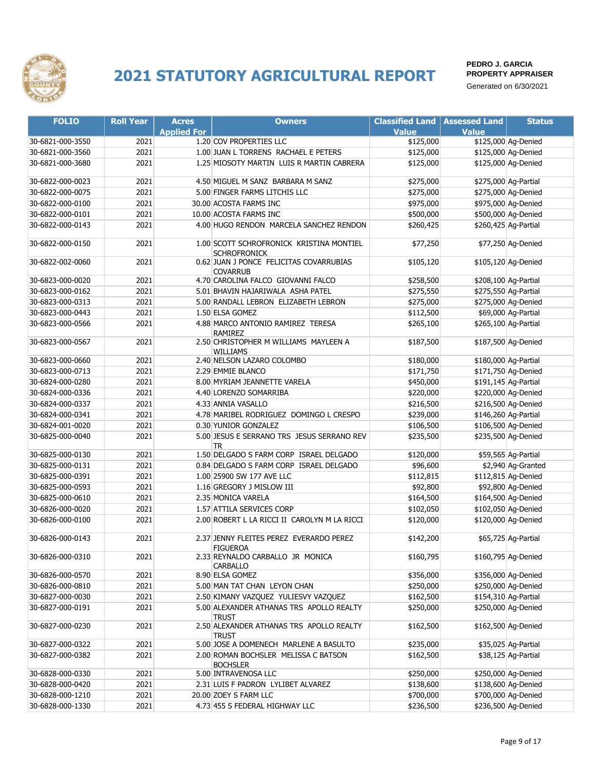# 2021 STATUTORY AGRICULTURAL REPORT

**PEDRO J. GARCIA**
**PROPERTY APPRAISER**
Generated on 6/30/2021

| FOLIO | Roll Year | Acres Applied For | Owners | Classified Land Value | Assessed Land Value | Status |
|---|---|---|---|---|---|---|
| 30-6821-000-3550 | 2021 | 1.20 | COV PROPERTIES LLC | $125,000 | $125,000 | Ag-Denied |
| 30-6821-000-3560 | 2021 | 1.00 | JUAN L TORRENS RACHAEL E PETERS | $125,000 | $125,000 | Ag-Denied |
| 30-6821-000-3680 | 2021 | 1.25 | MIOSOTY MARTIN LUIS R MARTIN CABRERA | $125,000 | $125,000 | Ag-Denied |
| 30-6822-000-0023 | 2021 | 4.50 | MIGUEL M SANZ BARBARA M SANZ | $275,000 | $275,000 | Ag-Partial |
| 30-6822-000-0075 | 2021 | 5.00 | FINGER FARMS LITCHIS LLC | $275,000 | $275,000 | Ag-Denied |
| 30-6822-000-0100 | 2021 | 30.00 | ACOSTA FARMS INC | $975,000 | $975,000 | Ag-Denied |
| 30-6822-000-0101 | 2021 | 10.00 | ACOSTA FARMS INC | $500,000 | $500,000 | Ag-Denied |
| 30-6822-000-0143 | 2021 | 4.00 | HUGO RENDON MARCELA SANCHEZ RENDON | $260,425 | $260,425 | Ag-Partial |
| 30-6822-000-0150 | 2021 | 1.00 | SCOTT SCHROFRONICK KRISTINA MONTIEL SCHROFRONICK | $77,250 | $77,250 | Ag-Denied |
| 30-6822-002-0060 | 2021 | 0.62 | JUAN J PONCE FELICITAS COVARRUBIAS COVARRUB | $105,120 | $105,120 | Ag-Denied |
| 30-6823-000-0020 | 2021 | 4.70 | CAROLINA FALCO GIOVANNI FALCO | $258,500 | $208,100 | Ag-Partial |
| 30-6823-000-0162 | 2021 | 5.01 | BHAVIN HAJARIWALA ASHA PATEL | $275,550 | $275,550 | Ag-Partial |
| 30-6823-000-0313 | 2021 | 5.00 | RANDALL LEBRON ELIZABETH LEBRON | $275,000 | $275,000 | Ag-Denied |
| 30-6823-000-0443 | 2021 | 1.50 | ELSA GOMEZ | $112,500 | $69,000 | Ag-Partial |
| 30-6823-000-0566 | 2021 | 4.88 | MARCO ANTONIO RAMIREZ TERESA RAMIREZ | $265,100 | $265,100 | Ag-Partial |
| 30-6823-000-0567 | 2021 | 2.50 | CHRISTOPHER M WILLIAMS MAYLEEN A WILLIAMS | $187,500 | $187,500 | Ag-Denied |
| 30-6823-000-0660 | 2021 | 2.40 | NELSON LAZARO COLOMBO | $180,000 | $180,000 | Ag-Partial |
| 30-6823-000-0713 | 2021 | 2.29 | EMMIE BLANCO | $171,750 | $171,750 | Ag-Denied |
| 30-6824-000-0280 | 2021 | 8.00 | MYRIAM JEANNETTE VARELA | $450,000 | $191,145 | Ag-Partial |
| 30-6824-000-0336 | 2021 | 4.40 | LORENZO SOMARRIBA | $220,000 | $220,000 | Ag-Denied |
| 30-6824-000-0337 | 2021 | 4.33 | ANNIA VASALLO | $216,500 | $216,500 | Ag-Denied |
| 30-6824-000-0341 | 2021 | 4.78 | MARIBEL RODRIGUEZ DOMINGO L CRESPO | $239,000 | $146,260 | Ag-Partial |
| 30-6824-001-0020 | 2021 | 0.30 | YUNIOR GONZALEZ | $106,500 | $106,500 | Ag-Denied |
| 30-6825-000-0040 | 2021 | 5.00 | JESUS E SERRANO TRS JESUS SERRANO REV TR | $235,500 | $235,500 | Ag-Denied |
| 30-6825-000-0130 | 2021 | 1.50 | DELGADO S FARM CORP ISRAEL DELGADO | $120,000 | $59,565 | Ag-Partial |
| 30-6825-000-0131 | 2021 | 0.84 | DELGADO S FARM CORP ISRAEL DELGADO | $96,600 | $2,940 | Ag-Granted |
| 30-6825-000-0391 | 2021 | 1.00 | 25900 SW 177 AVE LLC | $112,815 | $112,815 | Ag-Denied |
| 30-6825-000-0593 | 2021 | 1.16 | GREGORY J MISLOW III | $92,800 | $92,800 | Ag-Denied |
| 30-6825-000-0610 | 2021 | 2.35 | MONICA VARELA | $164,500 | $164,500 | Ag-Denied |
| 30-6826-000-0020 | 2021 | 1.57 | ATTILA SERVICES CORP | $102,050 | $102,050 | Ag-Denied |
| 30-6826-000-0100 | 2021 | 2.00 | ROBERT L LA RICCI II CAROLYN M LA RICCI | $120,000 | $120,000 | Ag-Denied |
| 30-6826-000-0143 | 2021 | 2.37 | JENNY FLEITES PEREZ EVERARDO PEREZ FIGUEROA | $142,200 | $65,725 | Ag-Partial |
| 30-6826-000-0310 | 2021 | 2.33 | REYNALDO CARBALLO JR MONICA CARBALLO | $160,795 | $160,795 | Ag-Denied |
| 30-6826-000-0570 | 2021 | 8.90 | ELSA GOMEZ | $356,000 | $356,000 | Ag-Denied |
| 30-6826-000-0810 | 2021 | 5.00 | MAN TAT CHAN LEYON CHAN | $250,000 | $250,000 | Ag-Denied |
| 30-6827-000-0030 | 2021 | 2.50 | KIMANY VAZQUEZ YULIESVY VAZQUEZ | $162,500 | $154,310 | Ag-Partial |
| 30-6827-000-0191 | 2021 | 5.00 | ALEXANDER ATHANAS TRS APOLLO REALTY TRUST | $250,000 | $250,000 | Ag-Denied |
| 30-6827-000-0230 | 2021 | 2.50 | ALEXANDER ATHANAS TRS APOLLO REALTY TRUST | $162,500 | $162,500 | Ag-Denied |
| 30-6827-000-0322 | 2021 | 5.00 | JOSE A DOMENECH MARLENE A BASULTO | $235,000 | $35,025 | Ag-Partial |
| 30-6827-000-0382 | 2021 | 2.00 | ROMAN BOCHSLER MELISSA C BATSON BOCHSLER | $162,500 | $38,125 | Ag-Partial |
| 30-6828-000-0330 | 2021 | 5.00 | INTRAVENOSA LLC | $250,000 | $250,000 | Ag-Denied |
| 30-6828-000-0420 | 2021 | 2.31 | LUIS F PADRON LYLIBET ALVAREZ | $138,600 | $138,600 | Ag-Denied |
| 30-6828-000-1210 | 2021 | 20.00 | ZOEY S FARM LLC | $700,000 | $700,000 | Ag-Denied |
| 30-6828-000-1330 | 2021 | 4.73 | 455 S FEDERAL HIGHWAY LLC | $236,500 | $236,500 | Ag-Denied |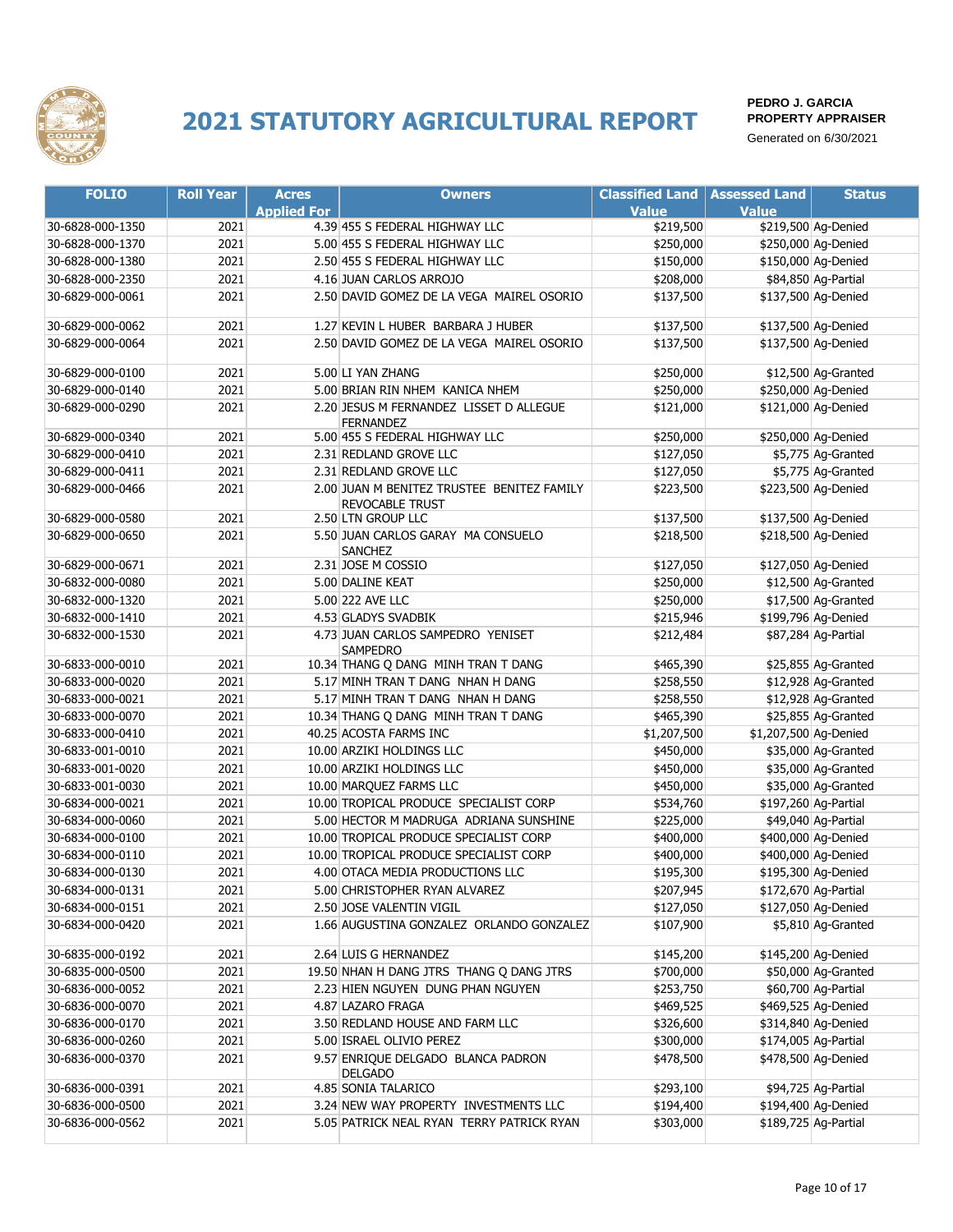# 2021 STATUTORY AGRICULTURAL REPORT

**PEDRO J. GARCIA**
**PROPERTY APPRAISER**
Generated on 6/30/2021

| FOLIO | Roll Year | Acres Applied For | Owners | Classified Land Value | Assessed Land Value | Status |
|---|---|---|---|---|---|---|
| 30-6828-000-1350 | 2021 | 4.39 | 455 S FEDERAL HIGHWAY LLC | $219,500 | $219,500 | Ag-Denied |
| 30-6828-000-1370 | 2021 | 5.00 | 455 S FEDERAL HIGHWAY LLC | $250,000 | $250,000 | Ag-Denied |
| 30-6828-000-1380 | 2021 | 2.50 | 455 S FEDERAL HIGHWAY LLC | $150,000 | $150,000 | Ag-Denied |
| 30-6828-000-2350 | 2021 | 4.16 | JUAN CARLOS ARROJO | $208,000 | $84,850 | Ag-Partial |
| 30-6829-000-0061 | 2021 | 2.50 | DAVID GOMEZ DE LA VEGA MAIREL OSORIO | $137,500 | $137,500 | Ag-Denied |
| 30-6829-000-0062 | 2021 | 1.27 | KEVIN L HUBER BARBARA J HUBER | $137,500 | $137,500 | Ag-Denied |
| 30-6829-000-0064 | 2021 | 2.50 | DAVID GOMEZ DE LA VEGA MAIREL OSORIO | $137,500 | $137,500 | Ag-Denied |
| 30-6829-000-0100 | 2021 | 5.00 | LI YAN ZHANG | $250,000 | $12,500 | Ag-Granted |
| 30-6829-000-0140 | 2021 | 5.00 | BRIAN RIN NHEM KANICA NHEM | $250,000 | $250,000 | Ag-Denied |
| 30-6829-000-0290 | 2021 | 2.20 | JESUS M FERNANDEZ LISSET D ALLEGUE FERNANDEZ | $121,000 | $121,000 | Ag-Denied |
| 30-6829-000-0340 | 2021 | 5.00 | 455 S FEDERAL HIGHWAY LLC | $250,000 | $250,000 | Ag-Denied |
| 30-6829-000-0410 | 2021 | 2.31 | REDLAND GROVE LLC | $127,050 | $5,775 | Ag-Granted |
| 30-6829-000-0411 | 2021 | 2.31 | REDLAND GROVE LLC | $127,050 | $5,775 | Ag-Granted |
| 30-6829-000-0466 | 2021 | 2.00 | JUAN M BENITEZ TRUSTEE BENITEZ FAMILY REVOCABLE TRUST | $223,500 | $223,500 | Ag-Denied |
| 30-6829-000-0580 | 2021 | 2.50 | LTN GROUP LLC | $137,500 | $137,500 | Ag-Denied |
| 30-6829-000-0650 | 2021 | 5.50 | JUAN CARLOS GARAY MA CONSUELO SANCHEZ | $218,500 | $218,500 | Ag-Denied |
| 30-6829-000-0671 | 2021 | 2.31 | JOSE M COSSIO | $127,050 | $127,050 | Ag-Denied |
| 30-6832-000-0080 | 2021 | 5.00 | DALINE KEAT | $250,000 | $12,500 | Ag-Granted |
| 30-6832-000-1320 | 2021 | 5.00 | 222 AVE LLC | $250,000 | $17,500 | Ag-Granted |
| 30-6832-000-1410 | 2021 | 4.53 | GLADYS SVADBIK | $215,946 | $199,796 | Ag-Denied |
| 30-6832-000-1530 | 2021 | 4.73 | JUAN CARLOS SAMPEDRO YENISET SAMPEDRO | $212,484 | $87,284 | Ag-Partial |
| 30-6833-000-0010 | 2021 | 10.34 | THANG Q DANG MINH TRAN T DANG | $465,390 | $25,855 | Ag-Granted |
| 30-6833-000-0020 | 2021 | 5.17 | MINH TRAN T DANG NHAN H DANG | $258,550 | $12,928 | Ag-Granted |
| 30-6833-000-0021 | 2021 | 5.17 | MINH TRAN T DANG NHAN H DANG | $258,550 | $12,928 | Ag-Granted |
| 30-6833-000-0070 | 2021 | 10.34 | THANG Q DANG MINH TRAN T DANG | $465,390 | $25,855 | Ag-Granted |
| 30-6833-000-0410 | 2021 | 40.25 | ACOSTA FARMS INC | $1,207,500 | $1,207,500 | Ag-Denied |
| 30-6833-001-0010 | 2021 | 10.00 | ARZIKI HOLDINGS LLC | $450,000 | $35,000 | Ag-Granted |
| 30-6833-001-0020 | 2021 | 10.00 | ARZIKI HOLDINGS LLC | $450,000 | $35,000 | Ag-Granted |
| 30-6833-001-0030 | 2021 | 10.00 | MARQUEZ FARMS LLC | $450,000 | $35,000 | Ag-Granted |
| 30-6834-000-0021 | 2021 | 10.00 | TROPICAL PRODUCE SPECIALIST CORP | $534,760 | $197,260 | Ag-Partial |
| 30-6834-000-0060 | 2021 | 5.00 | HECTOR M MADRUGA ADRIANA SUNSHINE | $225,000 | $49,040 | Ag-Partial |
| 30-6834-000-0100 | 2021 | 10.00 | TROPICAL PRODUCE SPECIALIST CORP | $400,000 | $400,000 | Ag-Denied |
| 30-6834-000-0110 | 2021 | 10.00 | TROPICAL PRODUCE SPECIALIST CORP | $400,000 | $400,000 | Ag-Denied |
| 30-6834-000-0130 | 2021 | 4.00 | OTACA MEDIA PRODUCTIONS LLC | $195,300 | $195,300 | Ag-Denied |
| 30-6834-000-0131 | 2021 | 5.00 | CHRISTOPHER RYAN ALVAREZ | $207,945 | $172,670 | Ag-Partial |
| 30-6834-000-0151 | 2021 | 2.50 | JOSE VALENTIN VIGIL | $127,050 | $127,050 | Ag-Denied |
| 30-6834-000-0420 | 2021 | 1.66 | AUGUSTINA GONZALEZ ORLANDO GONZALEZ | $107,900 | $5,810 | Ag-Granted |
| 30-6835-000-0192 | 2021 | 2.64 | LUIS G HERNANDEZ | $145,200 | $145,200 | Ag-Denied |
| 30-6835-000-0500 | 2021 | 19.50 | NHAN H DANG JTRS THANG Q DANG JTRS | $700,000 | $50,000 | Ag-Granted |
| 30-6836-000-0052 | 2021 | 2.23 | HIEN NGUYEN DUNG PHAN NGUYEN | $253,750 | $60,700 | Ag-Partial |
| 30-6836-000-0070 | 2021 | 4.87 | LAZARO FRAGA | $469,525 | $469,525 | Ag-Denied |
| 30-6836-000-0170 | 2021 | 3.50 | REDLAND HOUSE AND FARM LLC | $326,600 | $314,840 | Ag-Denied |
| 30-6836-000-0260 | 2021 | 5.00 | ISRAEL OLIVIO PEREZ | $300,000 | $174,005 | Ag-Partial |
| 30-6836-000-0370 | 2021 | 9.57 | ENRIQUE DELGADO BLANCA PADRON DELGADO | $478,500 | $478,500 | Ag-Denied |
| 30-6836-000-0391 | 2021 | 4.85 | SONIA TALARICO | $293,100 | $94,725 | Ag-Partial |
| 30-6836-000-0500 | 2021 | 3.24 | NEW WAY PROPERTY INVESTMENTS LLC | $194,400 | $194,400 | Ag-Denied |
| 30-6836-000-0562 | 2021 | 5.05 | PATRICK NEAL RYAN TERRY PATRICK RYAN | $303,000 | $189,725 | Ag-Partial |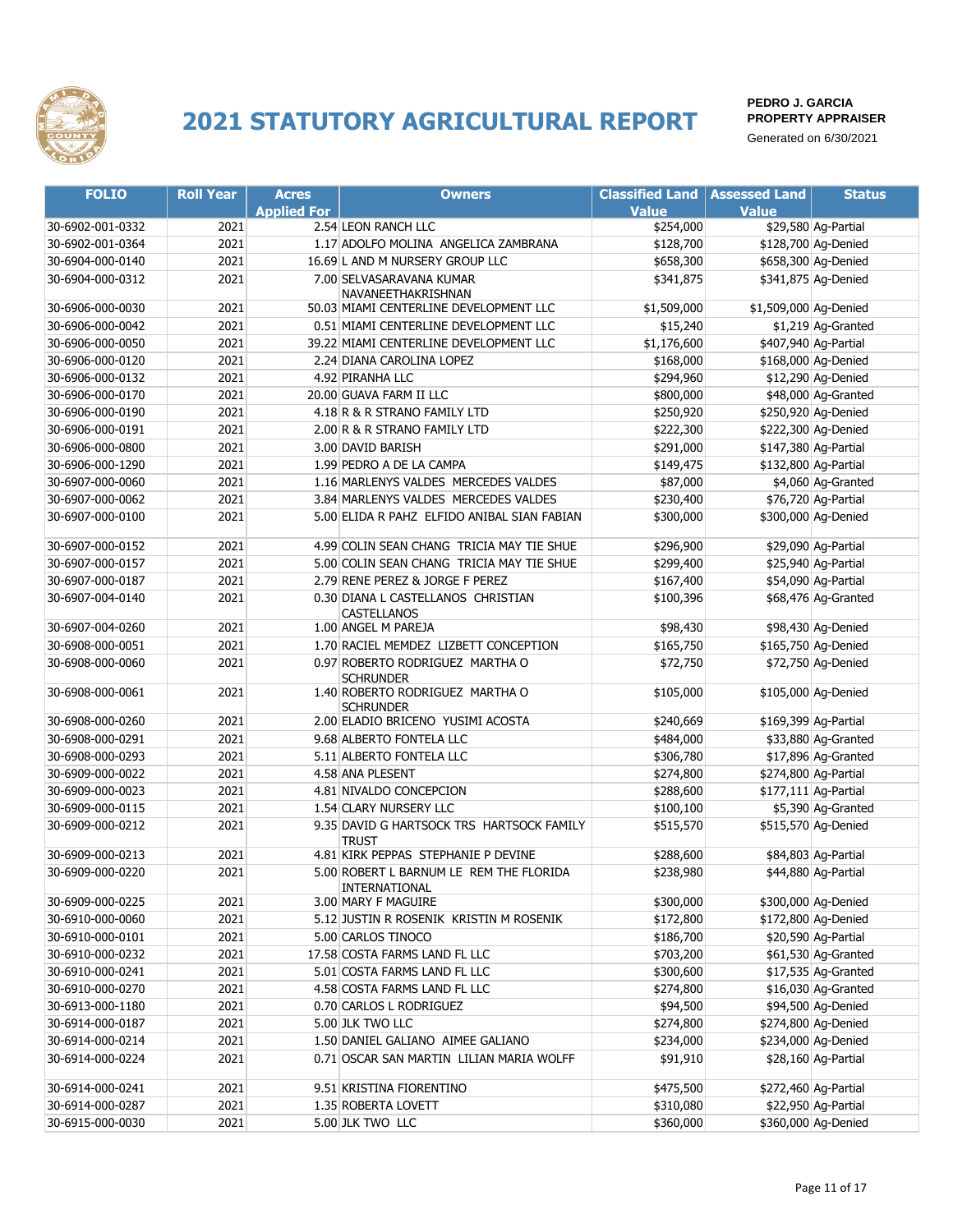# 2021 STATUTORY AGRICULTURAL REPORT

**PEDRO J. GARCIA**
**PROPERTY APPRAISER**
Generated on 6/30/2021

| FOLIO | Roll Year | Acres Applied For | Owners | Classified Land Value | Assessed Land Value | Status |
|---|---|---|---|---|---|---|
| 30-6902-001-0332 | 2021 | 2.54 | LEON RANCH LLC | $254,000 | $29,580 | Ag-Partial |
| 30-6902-001-0364 | 2021 | 1.17 | ADOLFO MOLINA ANGELICA ZAMBRANA | $128,700 | $128,700 | Ag-Denied |
| 30-6904-000-0140 | 2021 | 16.69 | L AND M NURSERY GROUP LLC | $658,300 | $658,300 | Ag-Denied |
| 30-6904-000-0312 | 2021 | 7.00 | SELVASARAVANA KUMAR NAVANEETHAKRISHNAN | $341,875 | $341,875 | Ag-Denied |
| 30-6906-000-0030 | 2021 | 50.03 | MIAMI CENTERLINE DEVELOPMENT LLC | $1,509,000 | $1,509,000 | Ag-Denied |
| 30-6906-000-0042 | 2021 | 0.51 | MIAMI CENTERLINE DEVELOPMENT LLC | $15,240 | $1,219 | Ag-Granted |
| 30-6906-000-0050 | 2021 | 39.22 | MIAMI CENTERLINE DEVELOPMENT LLC | $1,176,600 | $407,940 | Ag-Partial |
| 30-6906-000-0120 | 2021 | 2.24 | DIANA CAROLINA LOPEZ | $168,000 | $168,000 | Ag-Denied |
| 30-6906-000-0132 | 2021 | 4.92 | PIRANHA LLC | $294,960 | $12,290 | Ag-Denied |
| 30-6906-000-0170 | 2021 | 20.00 | GUAVA FARM II LLC | $800,000 | $48,000 | Ag-Granted |
| 30-6906-000-0190 | 2021 | 4.18 | R & R STRANO FAMILY LTD | $250,920 | $250,920 | Ag-Denied |
| 30-6906-000-0191 | 2021 | 2.00 | R & R STRANO FAMILY LTD | $222,300 | $222,300 | Ag-Denied |
| 30-6906-000-0800 | 2021 | 3.00 | DAVID BARISH | $291,000 | $147,380 | Ag-Partial |
| 30-6906-000-1290 | 2021 | 1.99 | PEDRO A DE LA CAMPA | $149,475 | $132,800 | Ag-Partial |
| 30-6907-000-0060 | 2021 | 1.16 | MARLENYS VALDES MERCEDES VALDES | $87,000 | $4,060 | Ag-Granted |
| 30-6907-000-0062 | 2021 | 3.84 | MARLENYS VALDES MERCEDES VALDES | $230,400 | $76,720 | Ag-Partial |
| 30-6907-000-0100 | 2021 | 5.00 | ELIDA R PAHZ ELFIDO ANIBAL SIAN FABIAN | $300,000 | $300,000 | Ag-Denied |
| 30-6907-000-0152 | 2021 | 4.99 | COLIN SEAN CHANG TRICIA MAY TIE SHUE | $296,900 | $29,090 | Ag-Partial |
| 30-6907-000-0157 | 2021 | 5.00 | COLIN SEAN CHANG TRICIA MAY TIE SHUE | $299,400 | $25,940 | Ag-Partial |
| 30-6907-000-0187 | 2021 | 2.79 | RENE PEREZ & JORGE F PEREZ | $167,400 | $54,090 | Ag-Partial |
| 30-6907-004-0140 | 2021 | 0.30 | DIANA L CASTELLANOS CHRISTIAN CASTELLANOS | $100,396 | $68,476 | Ag-Granted |
| 30-6907-004-0260 | 2021 | 1.00 | ANGEL M PAREJA | $98,430 | $98,430 | Ag-Denied |
| 30-6908-000-0051 | 2021 | 1.70 | RACIEL MEMDEZ LIZBETT CONCEPTION | $165,750 | $165,750 | Ag-Denied |
| 30-6908-000-0060 | 2021 | 0.97 | ROBERTO RODRIGUEZ MARTHA O SCHRUNDER | $72,750 | $72,750 | Ag-Denied |
| 30-6908-000-0061 | 2021 | 1.40 | ROBERTO RODRIGUEZ MARTHA O SCHRUNDER | $105,000 | $105,000 | Ag-Denied |
| 30-6908-000-0260 | 2021 | 2.00 | ELADIO BRICENO YUSIMI ACOSTA | $240,669 | $169,399 | Ag-Partial |
| 30-6908-000-0291 | 2021 | 9.68 | ALBERTO FONTELA LLC | $484,000 | $33,880 | Ag-Granted |
| 30-6908-000-0293 | 2021 | 5.11 | ALBERTO FONTELA LLC | $306,780 | $17,896 | Ag-Granted |
| 30-6909-000-0022 | 2021 | 4.58 | ANA PLESENT | $274,800 | $274,800 | Ag-Partial |
| 30-6909-000-0023 | 2021 | 4.81 | NIVALDO CONCEPCION | $288,600 | $177,111 | Ag-Partial |
| 30-6909-000-0115 | 2021 | 1.54 | CLARY NURSERY LLC | $100,100 | $5,390 | Ag-Granted |
| 30-6909-000-0212 | 2021 | 9.35 | DAVID G HARTSOCK TRS HARTSOCK FAMILY TRUST | $515,570 | $515,570 | Ag-Denied |
| 30-6909-000-0213 | 2021 | 4.81 | KIRK PEPPAS STEPHANIE P DEVINE | $288,600 | $84,803 | Ag-Partial |
| 30-6909-000-0220 | 2021 | 5.00 | ROBERT L BARNUM LE REM THE FLORIDA INTERNATIONAL | $238,980 | $44,880 | Ag-Partial |
| 30-6909-000-0225 | 2021 | 3.00 | MARY F MAGUIRE | $300,000 | $300,000 | Ag-Denied |
| 30-6910-000-0060 | 2021 | 5.12 | JUSTIN R ROSENIK KRISTIN M ROSENIK | $172,800 | $172,800 | Ag-Denied |
| 30-6910-000-0101 | 2021 | 5.00 | CARLOS TINOCO | $186,700 | $20,590 | Ag-Partial |
| 30-6910-000-0232 | 2021 | 17.58 | COSTA FARMS LAND FL LLC | $703,200 | $61,530 | Ag-Granted |
| 30-6910-000-0241 | 2021 | 5.01 | COSTA FARMS LAND FL LLC | $300,600 | $17,535 | Ag-Granted |
| 30-6910-000-0270 | 2021 | 4.58 | COSTA FARMS LAND FL LLC | $274,800 | $16,030 | Ag-Granted |
| 30-6913-000-1180 | 2021 | 0.70 | CARLOS L RODRIGUEZ | $94,500 | $94,500 | Ag-Denied |
| 30-6914-000-0187 | 2021 | 5.00 | JLK TWO LLC | $274,800 | $274,800 | Ag-Denied |
| 30-6914-000-0214 | 2021 | 1.50 | DANIEL GALIANO AIMEE GALIANO | $234,000 | $234,000 | Ag-Denied |
| 30-6914-000-0224 | 2021 | 0.71 | OSCAR SAN MARTIN LILIAN MARIA WOLFF | $91,910 | $28,160 | Ag-Partial |
| 30-6914-000-0241 | 2021 | 9.51 | KRISTINA FIORENTINO | $475,500 | $272,460 | Ag-Partial |
| 30-6914-000-0287 | 2021 | 1.35 | ROBERTA LOVETT | $310,080 | $22,950 | Ag-Partial |
| 30-6915-000-0030 | 2021 | 5.00 | JLK TWO LLC | $360,000 | $360,000 | Ag-Denied |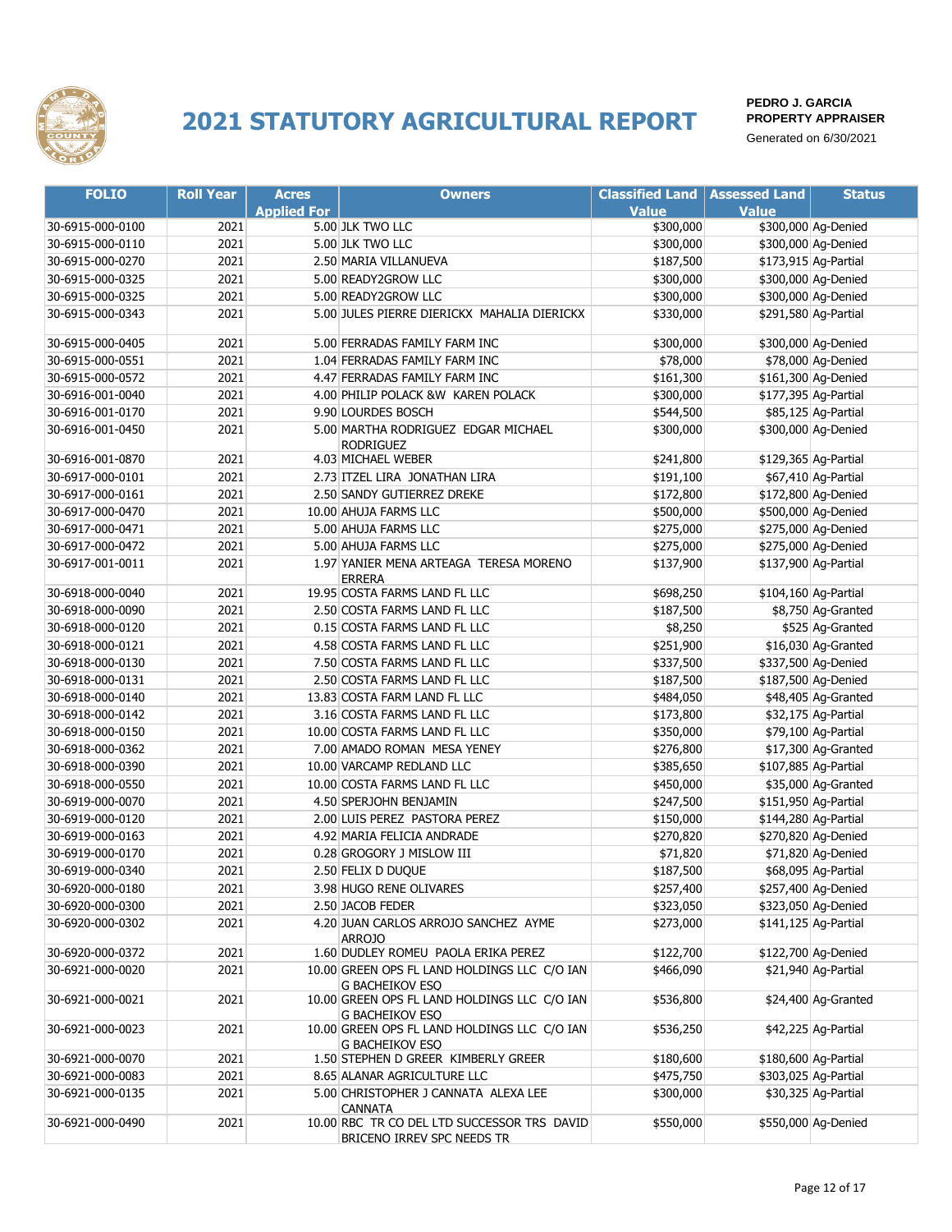# 2021 STATUTORY AGRICULTURAL REPORT

**PEDRO J. GARCIA**
**PROPERTY APPRAISER**
Generated on 6/30/2021

| FOLIO | Roll Year | Acres Applied For | Owners | Classified Land Value | Assessed Land Value | Status |
|---|---|---|---|---|---|---|
| 30-6915-000-0100 | 2021 | 5.00 | JLK TWO LLC | $300,000 | $300,000 | Ag-Denied |
| 30-6915-000-0110 | 2021 | 5.00 | JLK TWO LLC | $300,000 | $300,000 | Ag-Denied |
| 30-6915-000-0270 | 2021 | 2.50 | MARIA VILLANUEVA | $187,500 | $173,915 | Ag-Partial |
| 30-6915-000-0325 | 2021 | 5.00 | READY2GROW LLC | $300,000 | $300,000 | Ag-Denied |
| 30-6915-000-0325 | 2021 | 5.00 | READY2GROW LLC | $300,000 | $300,000 | Ag-Denied |
| 30-6915-000-0343 | 2021 | 5.00 | JULES PIERRE DIERICKX MAHALIA DIERICKX | $330,000 | $291,580 | Ag-Partial |
| 30-6915-000-0405 | 2021 | 5.00 | FERRADAS FAMILY FARM INC | $300,000 | $300,000 | Ag-Denied |
| 30-6915-000-0551 | 2021 | 1.04 | FERRADAS FAMILY FARM INC | $78,000 | $78,000 | Ag-Denied |
| 30-6915-000-0572 | 2021 | 4.47 | FERRADAS FAMILY FARM INC | $161,300 | $161,300 | Ag-Denied |
| 30-6916-001-0040 | 2021 | 4.00 | PHILIP POLACK &W KAREN POLACK | $300,000 | $177,395 | Ag-Partial |
| 30-6916-001-0170 | 2021 | 9.90 | LOURDES BOSCH | $544,500 | $85,125 | Ag-Partial |
| 30-6916-001-0450 | 2021 | 5.00 | MARTHA RODRIGUEZ EDGAR MICHAEL RODRIGUEZ | $300,000 | $300,000 | Ag-Denied |
| 30-6916-001-0870 | 2021 | 4.03 | MICHAEL WEBER | $241,800 | $129,365 | Ag-Partial |
| 30-6917-000-0101 | 2021 | 2.73 | ITZEL LIRA JONATHAN LIRA | $191,100 | $67,410 | Ag-Partial |
| 30-6917-000-0161 | 2021 | 2.50 | SANDY GUTIERREZ DREKE | $172,800 | $172,800 | Ag-Denied |
| 30-6917-000-0470 | 2021 | 10.00 | AHUJA FARMS LLC | $500,000 | $500,000 | Ag-Denied |
| 30-6917-000-0471 | 2021 | 5.00 | AHUJA FARMS LLC | $275,000 | $275,000 | Ag-Denied |
| 30-6917-000-0472 | 2021 | 5.00 | AHUJA FARMS LLC | $275,000 | $275,000 | Ag-Denied |
| 30-6917-001-0011 | 2021 | 1.97 | YANIER MENA ARTEAGA TERESA MORENO ERRERA | $137,900 | $137,900 | Ag-Partial |
| 30-6918-000-0040 | 2021 | 19.95 | COSTA FARMS LAND FL LLC | $698,250 | $104,160 | Ag-Partial |
| 30-6918-000-0090 | 2021 | 2.50 | COSTA FARMS LAND FL LLC | $187,500 | $8,750 | Ag-Granted |
| 30-6918-000-0120 | 2021 | 0.15 | COSTA FARMS LAND FL LLC | $8,250 | $525 | Ag-Granted |
| 30-6918-000-0121 | 2021 | 4.58 | COSTA FARMS LAND FL LLC | $251,900 | $16,030 | Ag-Granted |
| 30-6918-000-0130 | 2021 | 7.50 | COSTA FARMS LAND FL LLC | $337,500 | $337,500 | Ag-Denied |
| 30-6918-000-0131 | 2021 | 2.50 | COSTA FARMS LAND FL LLC | $187,500 | $187,500 | Ag-Denied |
| 30-6918-000-0140 | 2021 | 13.83 | COSTA FARM LAND FL LLC | $484,050 | $48,405 | Ag-Granted |
| 30-6918-000-0142 | 2021 | 3.16 | COSTA FARMS LAND FL LLC | $173,800 | $32,175 | Ag-Partial |
| 30-6918-000-0150 | 2021 | 10.00 | COSTA FARMS LAND FL LLC | $350,000 | $79,100 | Ag-Partial |
| 30-6918-000-0362 | 2021 | 7.00 | AMADO ROMAN MESA YENEY | $276,800 | $17,300 | Ag-Granted |
| 30-6918-000-0390 | 2021 | 10.00 | VARCAMP REDLAND LLC | $385,650 | $107,885 | Ag-Partial |
| 30-6918-000-0550 | 2021 | 10.00 | COSTA FARMS LAND FL LLC | $450,000 | $35,000 | Ag-Granted |
| 30-6919-000-0070 | 2021 | 4.50 | SPERJOHN BENJAMIN | $247,500 | $151,950 | Ag-Partial |
| 30-6919-000-0120 | 2021 | 2.00 | LUIS PEREZ PASTORA PEREZ | $150,000 | $144,280 | Ag-Partial |
| 30-6919-000-0163 | 2021 | 4.92 | MARIA FELICIA ANDRADE | $270,820 | $270,820 | Ag-Denied |
| 30-6919-000-0170 | 2021 | 0.28 | GROGORY J MISLOW III | $71,820 | $71,820 | Ag-Denied |
| 30-6919-000-0340 | 2021 | 2.50 | FELIX D DUQUE | $187,500 | $68,095 | Ag-Partial |
| 30-6920-000-0180 | 2021 | 3.98 | HUGO RENE OLIVARES | $257,400 | $257,400 | Ag-Denied |
| 30-6920-000-0300 | 2021 | 2.50 | JACOB FEDER | $323,050 | $323,050 | Ag-Denied |
| 30-6920-000-0302 | 2021 | 4.20 | JUAN CARLOS ARROJO SANCHEZ AYME ARROJO | $273,000 | $141,125 | Ag-Partial |
| 30-6920-000-0372 | 2021 | 1.60 | DUDLEY ROMEU PAOLA ERIKA PEREZ | $122,700 | $122,700 | Ag-Denied |
| 30-6921-000-0020 | 2021 | 10.00 | GREEN OPS FL LAND HOLDINGS LLC C/O IAN G BACHEIKOV ESQ | $466,090 | $21,940 | Ag-Partial |
| 30-6921-000-0021 | 2021 | 10.00 | GREEN OPS FL LAND HOLDINGS LLC C/O IAN G BACHEIKOV ESQ | $536,800 | $24,400 | Ag-Granted |
| 30-6921-000-0023 | 2021 | 10.00 | GREEN OPS FL LAND HOLDINGS LLC C/O IAN G BACHEIKOV ESQ | $536,250 | $42,225 | Ag-Partial |
| 30-6921-000-0070 | 2021 | 1.50 | STEPHEN D GREER KIMBERLY GREER | $180,600 | $180,600 | Ag-Partial |
| 30-6921-000-0083 | 2021 | 8.65 | ALANAR AGRICULTURE LLC | $475,750 | $303,025 | Ag-Partial |
| 30-6921-000-0135 | 2021 | 5.00 | CHRISTOPHER J CANNATA ALEXA LEE CANNATA | $300,000 | $30,325 | Ag-Partial |
| 30-6921-000-0490 | 2021 | 10.00 | RBC TR CO DEL LTD SUCCESSOR TRS DAVID BRICENO IRREV SPC NEEDS TR | $550,000 | $550,000 | Ag-Denied |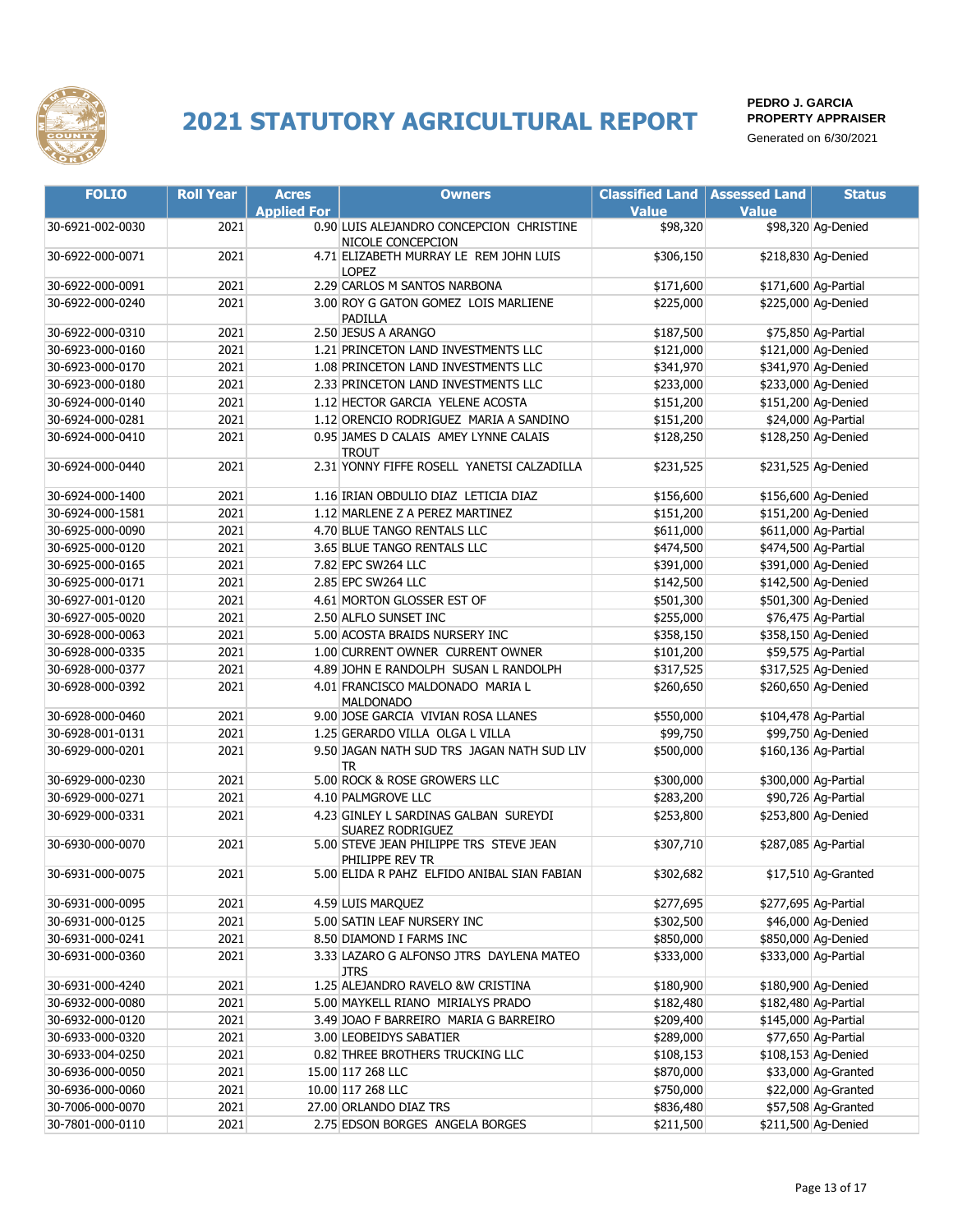# 2021 STATUTORY AGRICULTURAL REPORT

**PEDRO J. GARCIA**
**PROPERTY APPRAISER**
Generated on 6/30/2021

| FOLIO | Roll Year | Acres Applied For | Owners | Classified Land Value | Assessed Land Value | Status |
|---|---|---|---|---|---|---|
| 30-6921-002-0030 | 2021 | 0.90 | LUIS ALEJANDRO CONCEPCION CHRISTINE NICOLE CONCEPCION | $98,320 | $98,320 | Ag-Denied |
| 30-6922-000-0071 | 2021 | 4.71 | ELIZABETH MURRAY LE REM JOHN LUIS LOPEZ | $306,150 | $218,830 | Ag-Denied |
| 30-6922-000-0091 | 2021 | 2.29 | CARLOS M SANTOS NARBONA | $171,600 | $171,600 | Ag-Partial |
| 30-6922-000-0240 | 2021 | 3.00 | ROY G GATON GOMEZ LOIS MARLIENE PADILLA | $225,000 | $225,000 | Ag-Denied |
| 30-6922-000-0310 | 2021 | 2.50 | JESUS A ARANGO | $187,500 | $75,850 | Ag-Partial |
| 30-6923-000-0160 | 2021 | 1.21 | PRINCETON LAND INVESTMENTS LLC | $121,000 | $121,000 | Ag-Denied |
| 30-6923-000-0170 | 2021 | 1.08 | PRINCETON LAND INVESTMENTS LLC | $341,970 | $341,970 | Ag-Denied |
| 30-6923-000-0180 | 2021 | 2.33 | PRINCETON LAND INVESTMENTS LLC | $233,000 | $233,000 | Ag-Denied |
| 30-6924-000-0140 | 2021 | 1.12 | HECTOR GARCIA YELENE ACOSTA | $151,200 | $151,200 | Ag-Denied |
| 30-6924-000-0281 | 2021 | 1.12 | ORENCIO RODRIGUEZ MARIA A SANDINO | $151,200 | $24,000 | Ag-Partial |
| 30-6924-000-0410 | 2021 | 0.95 | JAMES D CALAIS AMEY LYNNE CALAIS TROUT | $128,250 | $128,250 | Ag-Denied |
| 30-6924-000-0440 | 2021 | 2.31 | YONNY FIFFE ROSELL YANETSI CALZADILLA | $231,525 | $231,525 | Ag-Denied |
| 30-6924-000-1400 | 2021 | 1.16 | IRIAN OBDULIO DIAZ LETICIA DIAZ | $156,600 | $156,600 | Ag-Denied |
| 30-6924-000-1581 | 2021 | 1.12 | MARLENE Z A PEREZ MARTINEZ | $151,200 | $151,200 | Ag-Denied |
| 30-6925-000-0090 | 2021 | 4.70 | BLUE TANGO RENTALS LLC | $611,000 | $611,000 | Ag-Partial |
| 30-6925-000-0120 | 2021 | 3.65 | BLUE TANGO RENTALS LLC | $474,500 | $474,500 | Ag-Partial |
| 30-6925-000-0165 | 2021 | 7.82 | EPC SW264 LLC | $391,000 | $391,000 | Ag-Denied |
| 30-6925-000-0171 | 2021 | 2.85 | EPC SW264 LLC | $142,500 | $142,500 | Ag-Denied |
| 30-6927-001-0120 | 2021 | 4.61 | MORTON GLOSSER EST OF | $501,300 | $501,300 | Ag-Denied |
| 30-6927-005-0020 | 2021 | 2.50 | ALFLO SUNSET INC | $255,000 | $76,475 | Ag-Partial |
| 30-6928-000-0063 | 2021 | 5.00 | ACOSTA BRAIDS NURSERY INC | $358,150 | $358,150 | Ag-Denied |
| 30-6928-000-0335 | 2021 | 1.00 | CURRENT OWNER CURRENT OWNER | $101,200 | $59,575 | Ag-Partial |
| 30-6928-000-0377 | 2021 | 4.89 | JOHN E RANDOLPH SUSAN L RANDOLPH | $317,525 | $317,525 | Ag-Denied |
| 30-6928-000-0392 | 2021 | 4.01 | FRANCISCO MALDONADO MARIA L MALDONADO | $260,650 | $260,650 | Ag-Denied |
| 30-6928-000-0460 | 2021 | 9.00 | JOSE GARCIA VIVIAN ROSA LLANES | $550,000 | $104,478 | Ag-Partial |
| 30-6928-001-0131 | 2021 | 1.25 | GERARDO VILLA OLGA L VILLA | $99,750 | $99,750 | Ag-Denied |
| 30-6929-000-0201 | 2021 | 9.50 | JAGAN NATH SUD TRS JAGAN NATH SUD LIV TR | $500,000 | $160,136 | Ag-Partial |
| 30-6929-000-0230 | 2021 | 5.00 | ROCK & ROSE GROWERS LLC | $300,000 | $300,000 | Ag-Partial |
| 30-6929-000-0271 | 2021 | 4.10 | PALMGROVE LLC | $283,200 | $90,726 | Ag-Partial |
| 30-6929-000-0331 | 2021 | 4.23 | GINLEY L SARDINAS GALBAN SUREYDI SUAREZ RODRIGUEZ | $253,800 | $253,800 | Ag-Denied |
| 30-6930-000-0070 | 2021 | 5.00 | STEVE JEAN PHILIPPE TRS STEVE JEAN PHILIPPE REV TR | $307,710 | $287,085 | Ag-Partial |
| 30-6931-000-0075 | 2021 | 5.00 | ELIDA R PAHZ ELFIDO ANIBAL SIAN FABIAN | $302,682 | $17,510 | Ag-Granted |
| 30-6931-000-0095 | 2021 | 4.59 | LUIS MARQUEZ | $277,695 | $277,695 | Ag-Partial |
| 30-6931-000-0125 | 2021 | 5.00 | SATIN LEAF NURSERY INC | $302,500 | $46,000 | Ag-Denied |
| 30-6931-000-0241 | 2021 | 8.50 | DIAMOND I FARMS INC | $850,000 | $850,000 | Ag-Denied |
| 30-6931-000-0360 | 2021 | 3.33 | LAZARO G ALFONSO JTRS DAYLENA MATEO JTRS | $333,000 | $333,000 | Ag-Partial |
| 30-6931-000-4240 | 2021 | 1.25 | ALEJANDRO RAVELO &W CRISTINA | $180,900 | $180,900 | Ag-Denied |
| 30-6932-000-0080 | 2021 | 5.00 | MAYKELL RIANO MIRIALYS PRADO | $182,480 | $182,480 | Ag-Partial |
| 30-6932-000-0120 | 2021 | 3.49 | JOAO F BARREIRO MARIA G BARREIRO | $209,400 | $145,000 | Ag-Partial |
| 30-6933-000-0320 | 2021 | 3.00 | LEOBEIDYS SABATIER | $289,000 | $77,650 | Ag-Partial |
| 30-6933-004-0250 | 2021 | 0.82 | THREE BROTHERS TRUCKING LLC | $108,153 | $108,153 | Ag-Denied |
| 30-6936-000-0050 | 2021 | 15.00 | 117 268 LLC | $870,000 | $33,000 | Ag-Granted |
| 30-6936-000-0060 | 2021 | 10.00 | 117 268 LLC | $750,000 | $22,000 | Ag-Granted |
| 30-7006-000-0070 | 2021 | 27.00 | ORLANDO DIAZ TRS | $836,480 | $57,508 | Ag-Granted |
| 30-7801-000-0110 | 2021 | 2.75 | EDSON BORGES ANGELA BORGES | $211,500 | $211,500 | Ag-Denied |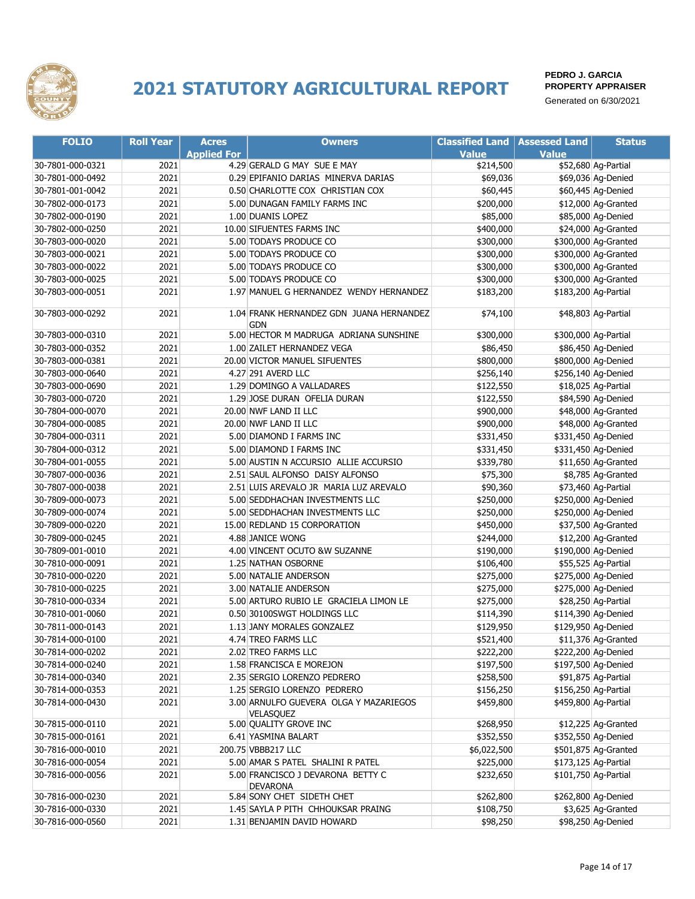# 2021 STATUTORY AGRICULTURAL REPORT

**PEDRO J. GARCIA**
**PROPERTY APPRAISER**
Generated on 6/30/2021

| FOLIO | Roll Year | Acres Applied For | Owners | Classified Land Value | Assessed Land Value | Status |
|---|---|---|---|---|---|---|
| 30-7801-000-0321 | 2021 | 4.29 | GERALD G MAY SUE E MAY | $214,500 | $52,680 | Ag-Partial |
| 30-7801-000-0492 | 2021 | 0.29 | EPIFANIO DARIAS MINERVA DARIAS | $69,036 | $69,036 | Ag-Denied |
| 30-7801-001-0042 | 2021 | 0.50 | CHARLOTTE COX CHRISTIAN COX | $60,445 | $60,445 | Ag-Denied |
| 30-7802-000-0173 | 2021 | 5.00 | DUNAGAN FAMILY FARMS INC | $200,000 | $12,000 | Ag-Granted |
| 30-7802-000-0190 | 2021 | 1.00 | DUANIS LOPEZ | $85,000 | $85,000 | Ag-Denied |
| 30-7802-000-0250 | 2021 | 10.00 | SIFUENTES FARMS INC | $400,000 | $24,000 | Ag-Granted |
| 30-7803-000-0020 | 2021 | 5.00 | TODAYS PRODUCE CO | $300,000 | $300,000 | Ag-Granted |
| 30-7803-000-0021 | 2021 | 5.00 | TODAYS PRODUCE CO | $300,000 | $300,000 | Ag-Granted |
| 30-7803-000-0022 | 2021 | 5.00 | TODAYS PRODUCE CO | $300,000 | $300,000 | Ag-Granted |
| 30-7803-000-0025 | 2021 | 5.00 | TODAYS PRODUCE CO | $300,000 | $300,000 | Ag-Granted |
| 30-7803-000-0051 | 2021 | 1.97 | MANUEL G HERNANDEZ WENDY HERNANDEZ | $183,200 | $183,200 | Ag-Partial |
| 30-7803-000-0292 | 2021 | 1.04 | FRANK HERNANDEZ GDN JUANA HERNANDEZ GDN | $74,100 | $48,803 | Ag-Partial |
| 30-7803-000-0310 | 2021 | 5.00 | HECTOR M MADRUGA ADRIANA SUNSHINE | $300,000 | $300,000 | Ag-Partial |
| 30-7803-000-0352 | 2021 | 1.00 | ZAILET HERNANDEZ VEGA | $86,450 | $86,450 | Ag-Denied |
| 30-7803-000-0381 | 2021 | 20.00 | VICTOR MANUEL SIFUENTES | $800,000 | $800,000 | Ag-Denied |
| 30-7803-000-0640 | 2021 | 4.27 | 291 AVERD LLC | $256,140 | $256,140 | Ag-Denied |
| 30-7803-000-0690 | 2021 | 1.29 | DOMINGO A VALLADARES | $122,550 | $18,025 | Ag-Partial |
| 30-7803-000-0720 | 2021 | 1.29 | JOSE DURAN OFELIA DURAN | $122,550 | $84,590 | Ag-Denied |
| 30-7804-000-0070 | 2021 | 20.00 | NWF LAND II LLC | $900,000 | $48,000 | Ag-Granted |
| 30-7804-000-0085 | 2021 | 20.00 | NWF LAND II LLC | $900,000 | $48,000 | Ag-Granted |
| 30-7804-000-0311 | 2021 | 5.00 | DIAMOND I FARMS INC | $331,450 | $331,450 | Ag-Denied |
| 30-7804-000-0312 | 2021 | 5.00 | DIAMOND I FARMS INC | $331,450 | $331,450 | Ag-Denied |
| 30-7804-001-0055 | 2021 | 5.00 | AUSTIN N ACCURSIO ALLIE ACCURSIO | $339,780 | $11,650 | Ag-Granted |
| 30-7807-000-0036 | 2021 | 2.51 | SAUL ALFONSO DAISY ALFONSO | $75,300 | $8,785 | Ag-Granted |
| 30-7807-000-0038 | 2021 | 2.51 | LUIS AREVALO JR MARIA LUZ AREVALO | $90,360 | $73,460 | Ag-Partial |
| 30-7809-000-0073 | 2021 | 5.00 | SEDDHACHAN INVESTMENTS LLC | $250,000 | $250,000 | Ag-Denied |
| 30-7809-000-0074 | 2021 | 5.00 | SEDDHACHAN INVESTMENTS LLC | $250,000 | $250,000 | Ag-Denied |
| 30-7809-000-0220 | 2021 | 15.00 | REDLAND 15 CORPORATION | $450,000 | $37,500 | Ag-Granted |
| 30-7809-000-0245 | 2021 | 4.88 | JANICE WONG | $244,000 | $12,200 | Ag-Granted |
| 30-7809-001-0010 | 2021 | 4.00 | VINCENT OCUTO &W SUZANNE | $190,000 | $190,000 | Ag-Denied |
| 30-7810-000-0091 | 2021 | 1.25 | NATHAN OSBORNE | $106,400 | $55,525 | Ag-Partial |
| 30-7810-000-0220 | 2021 | 5.00 | NATALIE ANDERSON | $275,000 | $275,000 | Ag-Denied |
| 30-7810-000-0225 | 2021 | 3.00 | NATALIE ANDERSON | $275,000 | $275,000 | Ag-Denied |
| 30-7810-000-0334 | 2021 | 5.00 | ARTURO RUBIO LE GRACIELA LIMON LE | $275,000 | $28,250 | Ag-Partial |
| 30-7810-001-0060 | 2021 | 0.50 | 30100SWGT HOLDINGS LLC | $114,390 | $114,390 | Ag-Denied |
| 30-7811-000-0143 | 2021 | 1.13 | JANY MORALES GONZALEZ | $129,950 | $129,950 | Ag-Denied |
| 30-7814-000-0100 | 2021 | 4.74 | TREO FARMS LLC | $521,400 | $11,376 | Ag-Granted |
| 30-7814-000-0202 | 2021 | 2.02 | TREO FARMS LLC | $222,200 | $222,200 | Ag-Denied |
| 30-7814-000-0240 | 2021 | 1.58 | FRANCISCA E MOREJON | $197,500 | $197,500 | Ag-Denied |
| 30-7814-000-0340 | 2021 | 2.35 | SERGIO LORENZO PEDRERO | $258,500 | $91,875 | Ag-Partial |
| 30-7814-000-0353 | 2021 | 1.25 | SERGIO LORENZO PEDRERO | $156,250 | $156,250 | Ag-Partial |
| 30-7814-000-0430 | 2021 | 3.00 | ARNULFO GUEVERA OLGA Y MAZARIEGOS VELASQUEZ | $459,800 | $459,800 | Ag-Partial |
| 30-7815-000-0110 | 2021 | 5.00 | QUALITY GROVE INC | $268,950 | $12,225 | Ag-Granted |
| 30-7815-000-0161 | 2021 | 6.41 | YASMINA BALART | $352,550 | $352,550 | Ag-Denied |
| 30-7816-000-0010 | 2021 | 200.75 | VBBB217 LLC | $6,022,500 | $501,875 | Ag-Granted |
| 30-7816-000-0054 | 2021 | 5.00 | AMAR S PATEL SHALINI R PATEL | $225,000 | $173,125 | Ag-Partial |
| 30-7816-000-0056 | 2021 | 5.00 | FRANCISCO J DEVARONA BETTY C DEVARONA | $232,650 | $101,750 | Ag-Partial |
| 30-7816-000-0230 | 2021 | 5.84 | SONY CHET SIDETH CHET | $262,800 | $262,800 | Ag-Denied |
| 30-7816-000-0330 | 2021 | 1.45 | SAYLA P PITH CHHOUKSAR PRAING | $108,750 | $3,625 | Ag-Granted |
| 30-7816-000-0560 | 2021 | 1.31 | BENJAMIN DAVID HOWARD | $98,250 | $98,250 | Ag-Denied |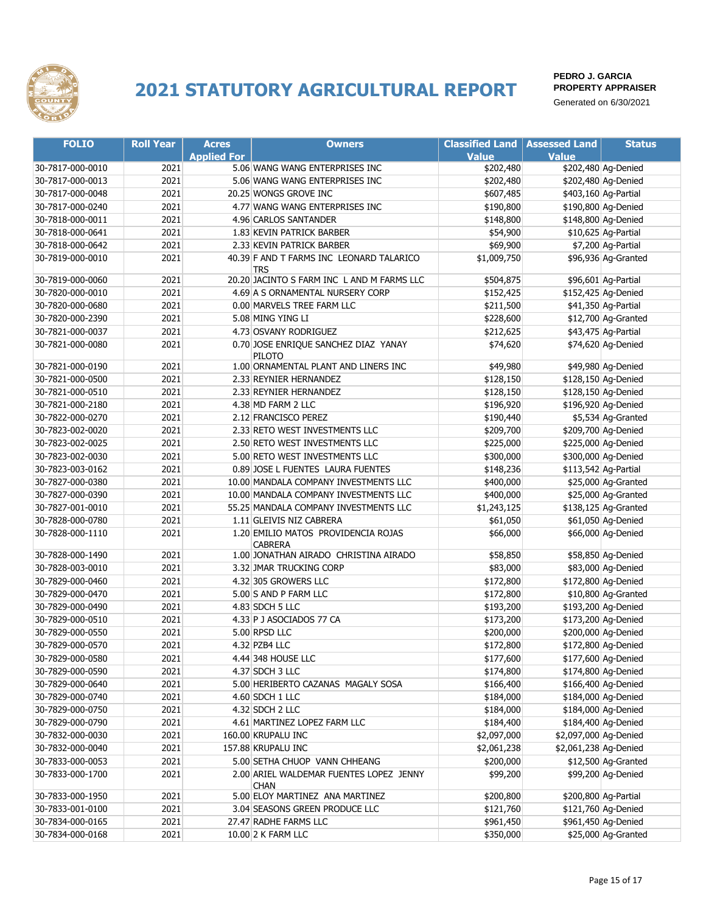# 2021 STATUTORY AGRICULTURAL REPORT

**PEDRO J. GARCIA**
**PROPERTY APPRAISER**
Generated on 6/30/2021

| FOLIO | Roll Year | Acres Applied For | Owners | Classified Land Value | Assessed Land Value | Status |
|---|---|---|---|---|---|---|
| 30-7817-000-0010 | 2021 | 5.06 | WANG WANG ENTERPRISES INC | $202,480 | $202,480 | Ag-Denied |
| 30-7817-000-0013 | 2021 | 5.06 | WANG WANG ENTERPRISES INC | $202,480 | $202,480 | Ag-Denied |
| 30-7817-000-0048 | 2021 | 20.25 | WONGS GROVE INC | $607,485 | $403,160 | Ag-Partial |
| 30-7817-000-0240 | 2021 | 4.77 | WANG WANG ENTERPRISES INC | $190,800 | $190,800 | Ag-Denied |
| 30-7818-000-0011 | 2021 | 4.96 | CARLOS SANTANDER | $148,800 | $148,800 | Ag-Denied |
| 30-7818-000-0641 | 2021 | 1.83 | KEVIN PATRICK BARBER | $54,900 | $10,625 | Ag-Partial |
| 30-7818-000-0642 | 2021 | 2.33 | KEVIN PATRICK BARBER | $69,900 | $7,200 | Ag-Partial |
| 30-7819-000-0010 | 2021 | 40.39 | F AND T FARMS INC LEONARD TALARICO TRS | $1,009,750 | $96,936 | Ag-Granted |
| 30-7819-000-0060 | 2021 | 20.20 | JACINTO S FARM INC L AND M FARMS LLC | $504,875 | $96,601 | Ag-Partial |
| 30-7820-000-0010 | 2021 | 4.69 | A S ORNAMENTAL NURSERY CORP | $152,425 | $152,425 | Ag-Denied |
| 30-7820-000-0680 | 2021 | 0.00 | MARVELS TREE FARM LLC | $211,500 | $41,350 | Ag-Partial |
| 30-7820-000-2390 | 2021 | 5.08 | MING YING LI | $228,600 | $12,700 | Ag-Granted |
| 30-7821-000-0037 | 2021 | 4.73 | OSVANY RODRIGUEZ | $212,625 | $43,475 | Ag-Partial |
| 30-7821-000-0080 | 2021 | 0.70 | JOSE ENRIQUE SANCHEZ DIAZ YANAY PILOTO | $74,620 | $74,620 | Ag-Denied |
| 30-7821-000-0190 | 2021 | 1.00 | ORNAMENTAL PLANT AND LINERS INC | $49,980 | $49,980 | Ag-Denied |
| 30-7821-000-0500 | 2021 | 2.33 | REYNIER HERNANDEZ | $128,150 | $128,150 | Ag-Denied |
| 30-7821-000-0510 | 2021 | 2.33 | REYNIER HERNANDEZ | $128,150 | $128,150 | Ag-Denied |
| 30-7821-000-2180 | 2021 | 4.38 | MD FARM 2 LLC | $196,920 | $196,920 | Ag-Denied |
| 30-7822-000-0270 | 2021 | 2.12 | FRANCISCO PEREZ | $190,440 | $5,534 | Ag-Granted |
| 30-7823-002-0020 | 2021 | 2.33 | RETO WEST INVESTMENTS LLC | $209,700 | $209,700 | Ag-Denied |
| 30-7823-002-0025 | 2021 | 2.50 | RETO WEST INVESTMENTS LLC | $225,000 | $225,000 | Ag-Denied |
| 30-7823-002-0030 | 2021 | 5.00 | RETO WEST INVESTMENTS LLC | $300,000 | $300,000 | Ag-Denied |
| 30-7823-003-0162 | 2021 | 0.89 | JOSE L FUENTES LAURA FUENTES | $148,236 | $113,542 | Ag-Partial |
| 30-7827-000-0380 | 2021 | 10.00 | MANDALA COMPANY INVESTMENTS LLC | $400,000 | $25,000 | Ag-Granted |
| 30-7827-000-0390 | 2021 | 10.00 | MANDALA COMPANY INVESTMENTS LLC | $400,000 | $25,000 | Ag-Granted |
| 30-7827-001-0010 | 2021 | 55.25 | MANDALA COMPANY INVESTMENTS LLC | $1,243,125 | $138,125 | Ag-Granted |
| 30-7828-000-0780 | 2021 | 1.11 | GLEIVIS NIZ CABRERA | $61,050 | $61,050 | Ag-Denied |
| 30-7828-000-1110 | 2021 | 1.20 | EMILIO MATOS PROVIDENCIA ROJAS CABRERA | $66,000 | $66,000 | Ag-Denied |
| 30-7828-000-1490 | 2021 | 1.00 | JONATHAN AIRADO CHRISTINA AIRADO | $58,850 | $58,850 | Ag-Denied |
| 30-7828-003-0010 | 2021 | 3.32 | JMAR TRUCKING CORP | $83,000 | $83,000 | Ag-Denied |
| 30-7829-000-0460 | 2021 | 4.32 | 305 GROWERS LLC | $172,800 | $172,800 | Ag-Denied |
| 30-7829-000-0470 | 2021 | 5.00 | S AND P FARM LLC | $172,800 | $10,800 | Ag-Granted |
| 30-7829-000-0490 | 2021 | 4.83 | SDCH 5 LLC | $193,200 | $193,200 | Ag-Denied |
| 30-7829-000-0510 | 2021 | 4.33 | P J ASOCIADOS 77 CA | $173,200 | $173,200 | Ag-Denied |
| 30-7829-000-0550 | 2021 | 5.00 | RPSD LLC | $200,000 | $200,000 | Ag-Denied |
| 30-7829-000-0570 | 2021 | 4.32 | PZB4 LLC | $172,800 | $172,800 | Ag-Denied |
| 30-7829-000-0580 | 2021 | 4.44 | 348 HOUSE LLC | $177,600 | $177,600 | Ag-Denied |
| 30-7829-000-0590 | 2021 | 4.37 | SDCH 3 LLC | $174,800 | $174,800 | Ag-Denied |
| 30-7829-000-0640 | 2021 | 5.00 | HERIBERTO CAZANAS MAGALY SOSA | $166,400 | $166,400 | Ag-Denied |
| 30-7829-000-0740 | 2021 | 4.60 | SDCH 1 LLC | $184,000 | $184,000 | Ag-Denied |
| 30-7829-000-0750 | 2021 | 4.32 | SDCH 2 LLC | $184,000 | $184,000 | Ag-Denied |
| 30-7829-000-0790 | 2021 | 4.61 | MARTINEZ LOPEZ FARM LLC | $184,400 | $184,400 | Ag-Denied |
| 30-7832-000-0030 | 2021 | 160.00 | KRUPALU INC | $2,097,000 | $2,097,000 | Ag-Denied |
| 30-7832-000-0040 | 2021 | 157.88 | KRUPALU INC | $2,061,238 | $2,061,238 | Ag-Denied |
| 30-7833-000-0053 | 2021 | 5.00 | SETHA CHUOP VANN CHHEANG | $200,000 | $12,500 | Ag-Granted |
| 30-7833-000-1700 | 2021 | 2.00 | ARIEL WALDEMAR FUENTES LOPEZ JENNY CHAN | $99,200 | $99,200 | Ag-Denied |
| 30-7833-000-1950 | 2021 | 5.00 | ELOY MARTINEZ ANA MARTINEZ | $200,800 | $200,800 | Ag-Partial |
| 30-7833-001-0100 | 2021 | 3.04 | SEASONS GREEN PRODUCE LLC | $121,760 | $121,760 | Ag-Denied |
| 30-7834-000-0165 | 2021 | 27.47 | RADHE FARMS LLC | $961,450 | $961,450 | Ag-Denied |
| 30-7834-000-0168 | 2021 | 10.00 | 2 K FARM LLC | $350,000 | $25,000 | Ag-Granted |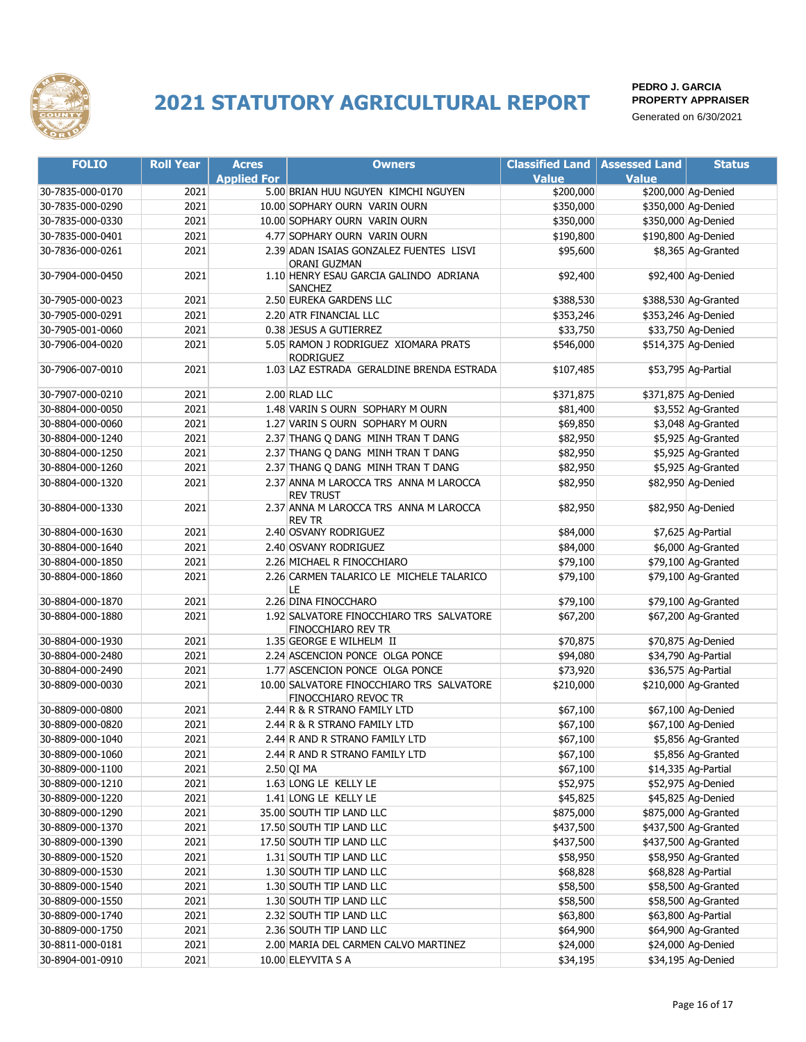# 2021 STATUTORY AGRICULTURAL REPORT

**PEDRO J. GARCIA**
**PROPERTY APPRAISER**
Generated on 6/30/2021

| FOLIO | Roll Year | Acres Applied For | Owners | Classified Land Value | Assessed Land Value | Status |
|---|---|---|---|---|---|---|
| 30-7835-000-0170 | 2021 | 5.00 | BRIAN HUU NGUYEN  KIMCHI NGUYEN | $200,000 | $200,000 | Ag-Denied |
| 30-7835-000-0290 | 2021 | 10.00 | SOPHARY OURN  VARIN OURN | $350,000 | $350,000 | Ag-Denied |
| 30-7835-000-0330 | 2021 | 10.00 | SOPHARY OURN  VARIN OURN | $350,000 | $350,000 | Ag-Denied |
| 30-7835-000-0401 | 2021 | 4.77 | SOPHARY OURN  VARIN OURN | $190,800 | $190,800 | Ag-Denied |
| 30-7836-000-0261 | 2021 | 2.39 | ADAN ISAIAS GONZALEZ FUENTES  LISVI ORANI GUZMAN | $95,600 | $8,365 | Ag-Granted |
| 30-7904-000-0450 | 2021 | 1.10 | HENRY ESAU GARCIA GALINDO  ADRIANA SANCHEZ | $92,400 | $92,400 | Ag-Denied |
| 30-7905-000-0023 | 2021 | 2.50 | EUREKA GARDENS LLC | $388,530 | $388,530 | Ag-Granted |
| 30-7905-000-0291 | 2021 | 2.20 | ATR FINANCIAL LLC | $353,246 | $353,246 | Ag-Denied |
| 30-7905-001-0060 | 2021 | 0.38 | JESUS A GUTIERREZ | $33,750 | $33,750 | Ag-Denied |
| 30-7906-004-0020 | 2021 | 5.05 | RAMON J RODRIGUEZ  XIOMARA PRATS RODRIGUEZ | $546,000 | $514,375 | Ag-Denied |
| 30-7906-007-0010 | 2021 | 1.03 | LAZ ESTRADA  GERALDINE BRENDA ESTRADA | $107,485 | $53,795 | Ag-Partial |
| 30-7907-000-0210 | 2021 | 2.00 | RLAD LLC | $371,875 | $371,875 | Ag-Denied |
| 30-8804-000-0050 | 2021 | 1.48 | VARIN S OURN  SOPHARY M OURN | $81,400 | $3,552 | Ag-Granted |
| 30-8804-000-0060 | 2021 | 1.27 | VARIN S OURN  SOPHARY M OURN | $69,850 | $3,048 | Ag-Granted |
| 30-8804-000-1240 | 2021 | 2.37 | THANG Q DANG  MINH TRAN T DANG | $82,950 | $5,925 | Ag-Granted |
| 30-8804-000-1250 | 2021 | 2.37 | THANG Q DANG  MINH TRAN T DANG | $82,950 | $5,925 | Ag-Granted |
| 30-8804-000-1260 | 2021 | 2.37 | THANG Q DANG  MINH TRAN T DANG | $82,950 | $5,925 | Ag-Granted |
| 30-8804-000-1320 | 2021 | 2.37 | ANNA M LAROCCA TRS  ANNA M LAROCCA REV TRUST | $82,950 | $82,950 | Ag-Denied |
| 30-8804-000-1330 | 2021 | 2.37 | ANNA M LAROCCA TRS  ANNA M LAROCCA REV TR | $82,950 | $82,950 | Ag-Denied |
| 30-8804-000-1630 | 2021 | 2.40 | OSVANY RODRIGUEZ | $84,000 | $7,625 | Ag-Partial |
| 30-8804-000-1640 | 2021 | 2.40 | OSVANY RODRIGUEZ | $84,000 | $6,000 | Ag-Granted |
| 30-8804-000-1850 | 2021 | 2.26 | MICHAEL R FINOCCHIARO | $79,100 | $79,100 | Ag-Granted |
| 30-8804-000-1860 | 2021 | 2.26 | CARMEN TALARICO LE  MICHELE TALARICO LE | $79,100 | $79,100 | Ag-Granted |
| 30-8804-000-1870 | 2021 | 2.26 | DINA FINOCCHARO | $79,100 | $79,100 | Ag-Granted |
| 30-8804-000-1880 | 2021 | 1.92 | SALVATORE FINOCCHIARO TRS  SALVATORE FINOCCHIARO REV TR | $67,200 | $67,200 | Ag-Granted |
| 30-8804-000-1930 | 2021 | 1.35 | GEORGE E WILHELM  II | $70,875 | $70,875 | Ag-Denied |
| 30-8804-000-2480 | 2021 | 2.24 | ASCENCION PONCE  OLGA PONCE | $94,080 | $34,790 | Ag-Partial |
| 30-8804-000-2490 | 2021 | 1.77 | ASCENCION PONCE  OLGA PONCE | $73,920 | $36,575 | Ag-Partial |
| 30-8809-000-0030 | 2021 | 10.00 | SALVATORE FINOCCHIARO TRS  SALVATORE FINOCCHIARO REVOC TR | $210,000 | $210,000 | Ag-Granted |
| 30-8809-000-0800 | 2021 | 2.44 | R & R STRANO FAMILY LTD | $67,100 | $67,100 | Ag-Denied |
| 30-8809-000-0820 | 2021 | 2.44 | R & R STRANO FAMILY LTD | $67,100 | $67,100 | Ag-Denied |
| 30-8809-000-1040 | 2021 | 2.44 | R AND R STRANO FAMILY LTD | $67,100 | $5,856 | Ag-Granted |
| 30-8809-000-1060 | 2021 | 2.44 | R AND R STRANO FAMILY LTD | $67,100 | $5,856 | Ag-Granted |
| 30-8809-000-1100 | 2021 | 2.50 | QI MA | $67,100 | $14,335 | Ag-Partial |
| 30-8809-000-1210 | 2021 | 1.63 | LONG LE  KELLY LE | $52,975 | $52,975 | Ag-Denied |
| 30-8809-000-1220 | 2021 | 1.41 | LONG LE  KELLY LE | $45,825 | $45,825 | Ag-Denied |
| 30-8809-000-1290 | 2021 | 35.00 | SOUTH TIP LAND LLC | $875,000 | $875,000 | Ag-Granted |
| 30-8809-000-1370 | 2021 | 17.50 | SOUTH TIP LAND LLC | $437,500 | $437,500 | Ag-Granted |
| 30-8809-000-1390 | 2021 | 17.50 | SOUTH TIP LAND LLC | $437,500 | $437,500 | Ag-Granted |
| 30-8809-000-1520 | 2021 | 1.31 | SOUTH TIP LAND LLC | $58,950 | $58,950 | Ag-Granted |
| 30-8809-000-1530 | 2021 | 1.30 | SOUTH TIP LAND LLC | $68,828 | $68,828 | Ag-Partial |
| 30-8809-000-1540 | 2021 | 1.30 | SOUTH TIP LAND LLC | $58,500 | $58,500 | Ag-Granted |
| 30-8809-000-1550 | 2021 | 1.30 | SOUTH TIP LAND LLC | $58,500 | $58,500 | Ag-Granted |
| 30-8809-000-1740 | 2021 | 2.32 | SOUTH TIP LAND LLC | $63,800 | $63,800 | Ag-Partial |
| 30-8809-000-1750 | 2021 | 2.36 | SOUTH TIP LAND LLC | $64,900 | $64,900 | Ag-Granted |
| 30-8811-000-0181 | 2021 | 2.00 | MARIA DEL CARMEN CALVO MARTINEZ | $24,000 | $24,000 | Ag-Denied |
| 30-8904-001-0910 | 2021 | 10.00 | ELEYVITA S A | $34,195 | $34,195 | Ag-Denied |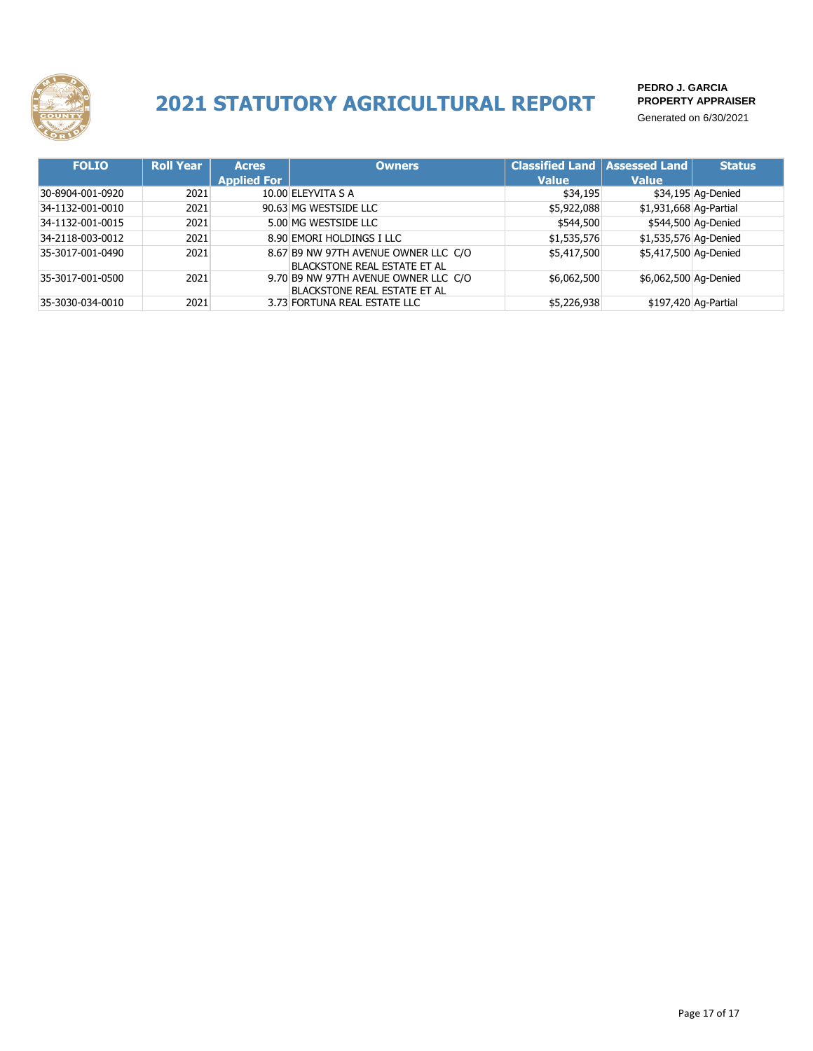# 2021 STATUTORY AGRICULTURAL REPORT

**PEDRO J. GARCIA**
**PROPERTY APPRAISER**
Generated on 6/30/2021

| FOLIO | Roll Year | Acres Applied For | Owners | Classified Land Value | Assessed Land Value | Status |
|---|---|---|---|---|---|---|
| 30-8904-001-0920 | 2021 | 10.00 | ELEYVITA S A | $34,195 | $34,195 | Ag-Denied |
| 34-1132-001-0010 | 2021 | 90.63 | MG WESTSIDE LLC | $5,922,088 | $1,931,668 | Ag-Partial |
| 34-1132-001-0015 | 2021 | 5.00 | MG WESTSIDE LLC | $544,500 | $544,500 | Ag-Denied |
| 34-2118-003-0012 | 2021 | 8.90 | EMORI HOLDINGS I LLC | $1,535,576 | $1,535,576 | Ag-Denied |
| 35-3017-001-0490 | 2021 | 8.67 | B9 NW 97TH AVENUE OWNER LLC C/O BLACKSTONE REAL ESTATE ET AL | $5,417,500 | $5,417,500 | Ag-Denied |
| 35-3017-001-0500 | 2021 | 9.70 | B9 NW 97TH AVENUE OWNER LLC C/O BLACKSTONE REAL ESTATE ET AL | $6,062,500 | $6,062,500 | Ag-Denied |
| 35-3030-034-0010 | 2021 | 3.73 | FORTUNA REAL ESTATE LLC | $5,226,938 | $197,420 | Ag-Partial |